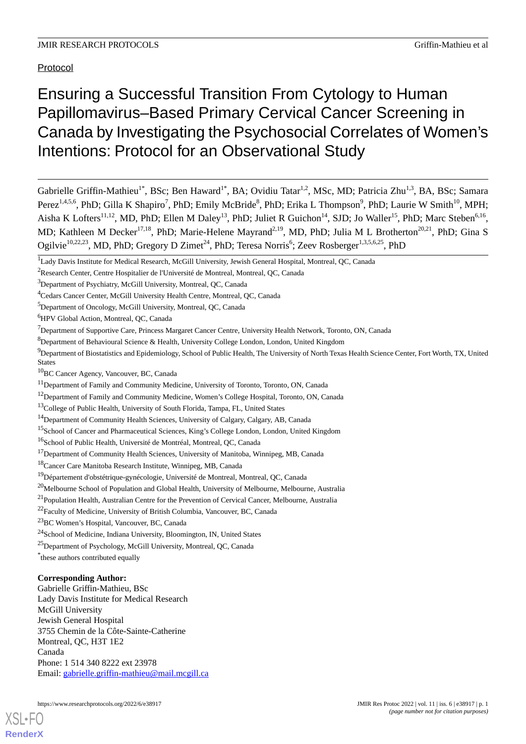Protocol

# Ensuring a Successful Transition From Cytology to Human Papillomavirus–Based Primary Cervical Cancer Screening in Canada by Investigating the Psychosocial Correlates of Women's Intentions: Protocol for an Observational Study

Gabrielle Griffin-Mathieu[1*], BSc; Ben Haward[1*], BA; Ovidiu Tatar[1,2], MSc, MD; Patricia Zhu[1,3], BA, BSc; Samara Perez[1,4,5,6], PhD; Gilla K Shapiro[7], PhD; Emily McBride[8], PhD; Erika L Thompson[9], PhD; Laurie W Smith[10], MPH; Aisha K Lofters[11,12], MD, PhD; Ellen M Daley[13], PhD; Juliet R Guichon[14], SJD; Jo Waller[15], PhD; Marc Steben[6,16], MD; Kathleen M Decker[17,18], PhD; Marie-Helene Mayrand[2,19], MD, PhD; Julia M L Brotherton[20,21], PhD; Gina S Ogilvie[10,22,23], MD, PhD; Gregory D Zimet[24], PhD; Teresa Norris[6]; Zeev Rosberger[1,3,5,6,25], PhD

[1]Lady Davis Institute for Medical Research, McGill University, Jewish General Hospital, Montreal, QC, Canada

[2]Research Center, Centre Hospitalier de l'Université de Montreal, Montreal, QC, Canada

[3]Department of Psychiatry, McGill University, Montreal, QC, Canada

[4]Cedars Cancer Center, McGill University Health Centre, Montreal, QC, Canada

[5]Department of Oncology, McGill University, Montreal, QC, Canada

[6]HPV Global Action, Montreal, QC, Canada

[7]Department of Supportive Care, Princess Margaret Cancer Centre, University Health Network, Toronto, ON, Canada

[8]Department of Behavioural Science & Health, University College London, London, United Kingdom

[9]Department of Biostatistics and Epidemiology, School of Public Health, The University of North Texas Health Science Center, Fort Worth, TX, United States

[10]BC Cancer Agency, Vancouver, BC, Canada

[11]Department of Family and Community Medicine, University of Toronto, Toronto, ON, Canada

[12]Department of Family and Community Medicine, Women's College Hospital, Toronto, ON, Canada

[13]College of Public Health, University of South Florida, Tampa, FL, United States

[14]Department of Community Health Sciences, University of Calgary, Calgary, AB, Canada

[15]School of Cancer and Pharmaceutical Sciences, King's College London, London, United Kingdom

[16]School of Public Health, Université de Montréal, Montreal, QC, Canada

[17]Department of Community Health Sciences, University of Manitoba, Winnipeg, MB, Canada

[18]Cancer Care Manitoba Research Institute, Winnipeg, MB, Canada

[19]Département d'obstétrique-gynécologie, Université de Montreal, Montreal, QC, Canada

[20]Melbourne School of Population and Global Health, University of Melbourne, Melbourne, Australia

[21]Population Health, Australian Centre for the Prevention of Cervical Cancer, Melbourne, Australia

[22]Faculty of Medicine, University of British Columbia, Vancouver, BC, Canada

[23]BC Women's Hospital, Vancouver, BC, Canada

[24]School of Medicine, Indiana University, Bloomington, IN, United States

[25]Department of Psychology, McGill University, Montreal, QC, Canada

*these authors contributed equally

**Corresponding Author:**
Gabrielle Griffin-Mathieu, BSc
Lady Davis Institute for Medical Research
McGill University
Jewish General Hospital
3755 Chemin de la Côte-Sainte-Catherine
Montreal, QC, H3T 1E2
Canada
Phone: 1 514 340 8222 ext 23978
Email: gabrielle.griffin-mathieu@mail.mcgill.ca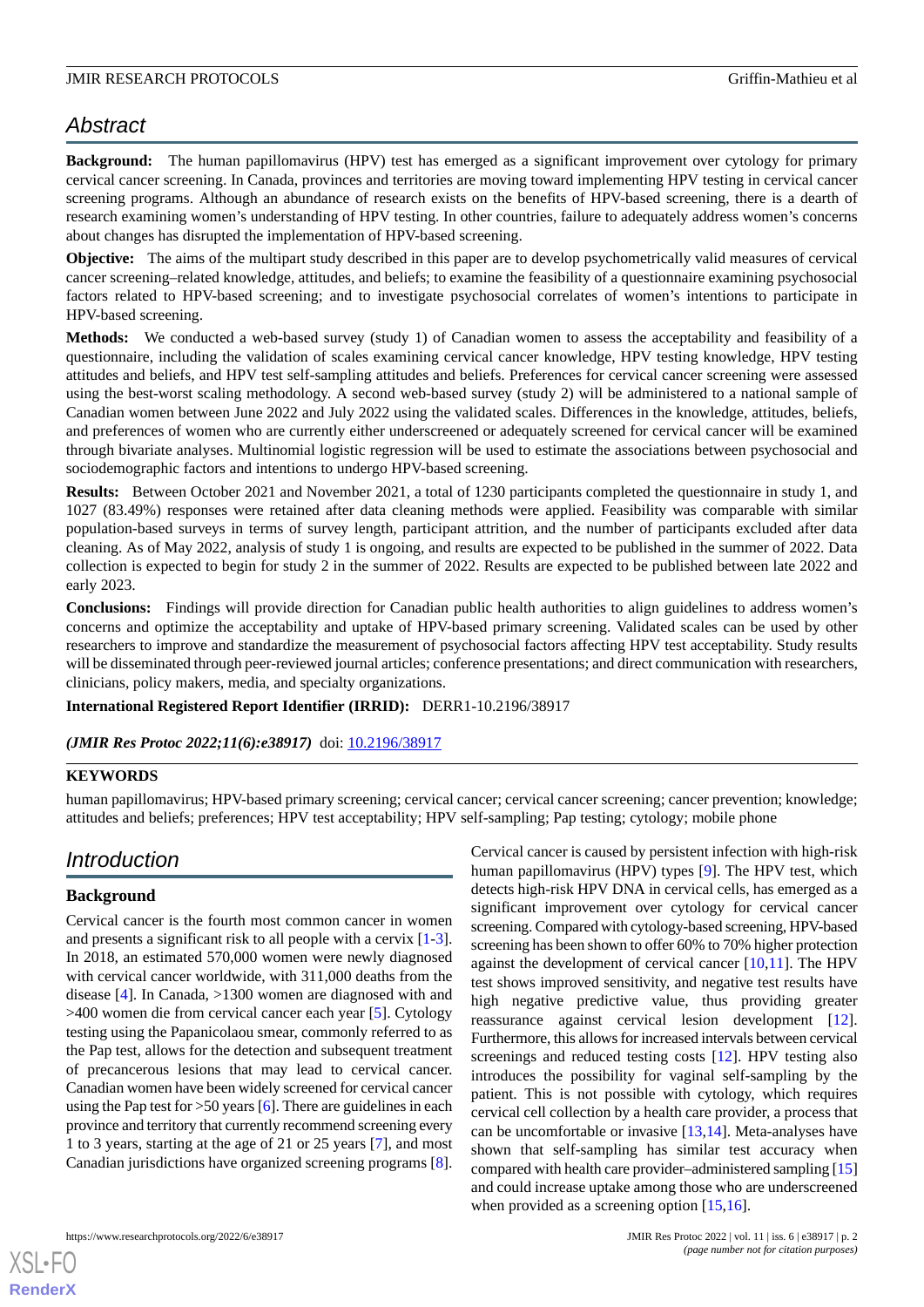## Abstract

**Background:** The human papillomavirus (HPV) test has emerged as a significant improvement over cytology for primary cervical cancer screening. In Canada, provinces and territories are moving toward implementing HPV testing in cervical cancer screening programs. Although an abundance of research exists on the benefits of HPV-based screening, there is a dearth of research examining women's understanding of HPV testing. In other countries, failure to adequately address women's concerns about changes has disrupted the implementation of HPV-based screening.

**Objective:** The aims of the multipart study described in this paper are to develop psychometrically valid measures of cervical cancer screening–related knowledge, attitudes, and beliefs; to examine the feasibility of a questionnaire examining psychosocial factors related to HPV-based screening; and to investigate psychosocial correlates of women's intentions to participate in HPV-based screening.

**Methods:** We conducted a web-based survey (study 1) of Canadian women to assess the acceptability and feasibility of a questionnaire, including the validation of scales examining cervical cancer knowledge, HPV testing knowledge, HPV testing attitudes and beliefs, and HPV test self-sampling attitudes and beliefs. Preferences for cervical cancer screening were assessed using the best-worst scaling methodology. A second web-based survey (study 2) will be administered to a national sample of Canadian women between June 2022 and July 2022 using the validated scales. Differences in the knowledge, attitudes, beliefs, and preferences of women who are currently either underscreened or adequately screened for cervical cancer will be examined through bivariate analyses. Multinomial logistic regression will be used to estimate the associations between psychosocial and sociodemographic factors and intentions to undergo HPV-based screening.

**Results:** Between October 2021 and November 2021, a total of 1230 participants completed the questionnaire in study 1, and 1027 (83.49%) responses were retained after data cleaning methods were applied. Feasibility was comparable with similar population-based surveys in terms of survey length, participant attrition, and the number of participants excluded after data cleaning. As of May 2022, analysis of study 1 is ongoing, and results are expected to be published in the summer of 2022. Data collection is expected to begin for study 2 in the summer of 2022. Results are expected to be published between late 2022 and early 2023.

**Conclusions:** Findings will provide direction for Canadian public health authorities to align guidelines to address women's concerns and optimize the acceptability and uptake of HPV-based primary screening. Validated scales can be used by other researchers to improve and standardize the measurement of psychosocial factors affecting HPV test acceptability. Study results will be disseminated through peer-reviewed journal articles; conference presentations; and direct communication with researchers, clinicians, policy makers, media, and specialty organizations.

**International Registered Report Identifier (IRRID):** DERR1-10.2196/38917

***(JMIR Res Protoc 2022;11(6):e38917)*** doi: 10.2196/38917

**KEYWORDS**

human papillomavirus; HPV-based primary screening; cervical cancer; cervical cancer screening; cancer prevention; knowledge; attitudes and beliefs; preferences; HPV test acceptability; HPV self-sampling; Pap testing; cytology; mobile phone

## Introduction

### Background

Cervical cancer is the fourth most common cancer in women and presents a significant risk to all people with a cervix [1-3]. In 2018, an estimated 570,000 women were newly diagnosed with cervical cancer worldwide, with 311,000 deaths from the disease [4]. In Canada, >1300 women are diagnosed with and >400 women die from cervical cancer each year [5]. Cytology testing using the Papanicolaou smear, commonly referred to as the Pap test, allows for the detection and subsequent treatment of precancerous lesions that may lead to cervical cancer. Canadian women have been widely screened for cervical cancer using the Pap test for >50 years [6]. There are guidelines in each province and territory that currently recommend screening every 1 to 3 years, starting at the age of 21 or 25 years [7], and most Canadian jurisdictions have organized screening programs [8].

Cervical cancer is caused by persistent infection with high-risk human papillomavirus (HPV) types [9]. The HPV test, which detects high-risk HPV DNA in cervical cells, has emerged as a significant improvement over cytology for cervical cancer screening. Compared with cytology-based screening, HPV-based screening has been shown to offer 60% to 70% higher protection against the development of cervical cancer [10,11]. The HPV test shows improved sensitivity, and negative test results have high negative predictive value, thus providing greater reassurance against cervical lesion development [12]. Furthermore, this allows for increased intervals between cervical screenings and reduced testing costs [12]. HPV testing also introduces the possibility for vaginal self-sampling by the patient. This is not possible with cytology, which requires cervical cell collection by a health care provider, a process that can be uncomfortable or invasive [13,14]. Meta-analyses have shown that self-sampling has similar test accuracy when compared with health care provider–administered sampling [15] and could increase uptake among those who are underscreened when provided as a screening option [15,16].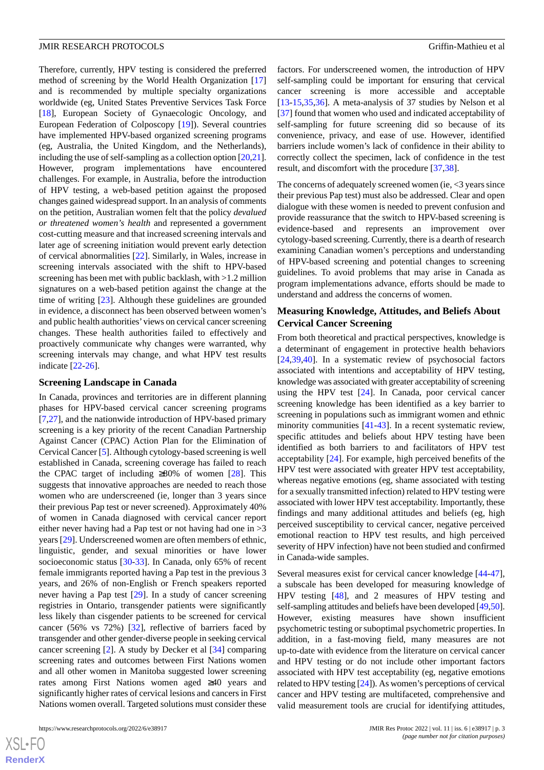Therefore, currently, HPV testing is considered the preferred method of screening by the World Health Organization [17] and is recommended by multiple specialty organizations worldwide (eg, United States Preventive Services Task Force [18], European Society of Gynaecologic Oncology, and European Federation of Colposcopy [19]). Several countries have implemented HPV-based organized screening programs (eg, Australia, the United Kingdom, and the Netherlands), including the use of self-sampling as a collection option [20,21]. However, program implementations have encountered challenges. For example, in Australia, before the introduction of HPV testing, a web-based petition against the proposed changes gained widespread support. In an analysis of comments on the petition, Australian women felt that the policy *devalued or threatened women's health* and represented a government cost-cutting measure and that increased screening intervals and later age of screening initiation would prevent early detection of cervical abnormalities [22]. Similarly, in Wales, increase in screening intervals associated with the shift to HPV-based screening has been met with public backlash, with >1.2 million signatures on a web-based petition against the change at the time of writing [23]. Although these guidelines are grounded in evidence, a disconnect has been observed between women's and public health authorities' views on cervical cancer screening changes. These health authorities failed to effectively and proactively communicate why changes were warranted, why screening intervals may change, and what HPV test results indicate [22-26].

## Screening Landscape in Canada

In Canada, provinces and territories are in different planning phases for HPV-based cervical cancer screening programs [7,27], and the nationwide introduction of HPV-based primary screening is a key priority of the recent Canadian Partnership Against Cancer (CPAC) Action Plan for the Elimination of Cervical Cancer [5]. Although cytology-based screening is well established in Canada, screening coverage has failed to reach the CPAC target of including ≥80% of women [28]. This suggests that innovative approaches are needed to reach those women who are underscreened (ie, longer than 3 years since their previous Pap test or never screened). Approximately 40% of women in Canada diagnosed with cervical cancer report either never having had a Pap test or not having had one in >3 years [29]. Underscreened women are often members of ethnic, linguistic, gender, and sexual minorities or have lower socioeconomic status [30-33]. In Canada, only 65% of recent female immigrants reported having a Pap test in the previous 3 years, and 26% of non-English or French speakers reported never having a Pap test [29]. In a study of cancer screening registries in Ontario, transgender patients were significantly less likely than cisgender patients to be screened for cervical cancer (56% vs 72%) [32], reflective of barriers faced by transgender and other gender-diverse people in seeking cervical cancer screening [2]. A study by Decker et al [34] comparing screening rates and outcomes between First Nations women and all other women in Manitoba suggested lower screening rates among First Nations women aged ≥40 years and significantly higher rates of cervical lesions and cancers in First Nations women overall. Targeted solutions must consider these factors. For underscreened women, the introduction of HPV self-sampling could be important for ensuring that cervical cancer screening is more accessible and acceptable [13-15,35,36]. A meta-analysis of 37 studies by Nelson et al [37] found that women who used and indicated acceptability of self-sampling for future screening did so because of its convenience, privacy, and ease of use. However, identified barriers include women's lack of confidence in their ability to correctly collect the specimen, lack of confidence in the test result, and discomfort with the procedure [37,38].

The concerns of adequately screened women (ie, <3 years since their previous Pap test) must also be addressed. Clear and open dialogue with these women is needed to prevent confusion and provide reassurance that the switch to HPV-based screening is evidence-based and represents an improvement over cytology-based screening. Currently, there is a dearth of research examining Canadian women's perceptions and understanding of HPV-based screening and potential changes to screening guidelines. To avoid problems that may arise in Canada as program implementations advance, efforts should be made to understand and address the concerns of women.

## Measuring Knowledge, Attitudes, and Beliefs About Cervical Cancer Screening

From both theoretical and practical perspectives, knowledge is a determinant of engagement in protective health behaviors [24,39,40]. In a systematic review of psychosocial factors associated with intentions and acceptability of HPV testing, knowledge was associated with greater acceptability of screening using the HPV test [24]. In Canada, poor cervical cancer screening knowledge has been identified as a key barrier to screening in populations such as immigrant women and ethnic minority communities [41-43]. In a recent systematic review, specific attitudes and beliefs about HPV testing have been identified as both barriers to and facilitators of HPV test acceptability [24]. For example, high perceived benefits of the HPV test were associated with greater HPV test acceptability, whereas negative emotions (eg, shame associated with testing for a sexually transmitted infection) related to HPV testing were associated with lower HPV test acceptability. Importantly, these findings and many additional attitudes and beliefs (eg, high perceived susceptibility to cervical cancer, negative perceived emotional reaction to HPV test results, and high perceived severity of HPV infection) have not been studied and confirmed in Canada-wide samples.

Several measures exist for cervical cancer knowledge [44-47], a subscale has been developed for measuring knowledge of HPV testing [48], and 2 measures of HPV testing and self-sampling attitudes and beliefs have been developed [49,50]. However, existing measures have shown insufficient psychometric testing or suboptimal psychometric properties. In addition, in a fast-moving field, many measures are not up-to-date with evidence from the literature on cervical cancer and HPV testing or do not include other important factors associated with HPV test acceptability (eg, negative emotions related to HPV testing [24]). As women's perceptions of cervical cancer and HPV testing are multifaceted, comprehensive and valid measurement tools are crucial for identifying attitudes,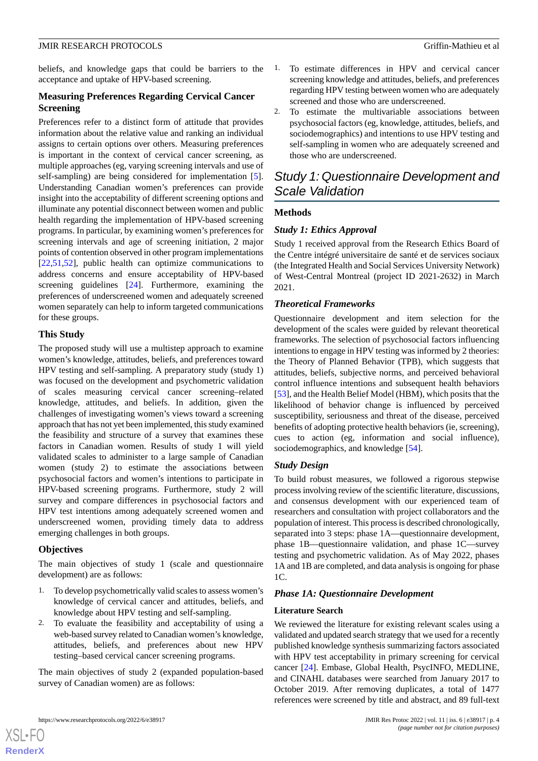beliefs, and knowledge gaps that could be barriers to the acceptance and uptake of HPV-based screening.

### Measuring Preferences Regarding Cervical Cancer Screening

Preferences refer to a distinct form of attitude that provides information about the relative value and ranking an individual assigns to certain options over others. Measuring preferences is important in the context of cervical cancer screening, as multiple approaches (eg, varying screening intervals and use of self-sampling) are being considered for implementation [5]. Understanding Canadian women's preferences can provide insight into the acceptability of different screening options and illuminate any potential disconnect between women and public health regarding the implementation of HPV-based screening programs. In particular, by examining women's preferences for screening intervals and age of screening initiation, 2 major points of contention observed in other program implementations [22,51,52], public health can optimize communications to address concerns and ensure acceptability of HPV-based screening guidelines [24]. Furthermore, examining the preferences of underscreened women and adequately screened women separately can help to inform targeted communications for these groups.

### This Study

The proposed study will use a multistep approach to examine women's knowledge, attitudes, beliefs, and preferences toward HPV testing and self-sampling. A preparatory study (study 1) was focused on the development and psychometric validation of scales measuring cervical cancer screening–related knowledge, attitudes, and beliefs. In addition, given the challenges of investigating women's views toward a screening approach that has not yet been implemented, this study examined the feasibility and structure of a survey that examines these factors in Canadian women. Results of study 1 will yield validated scales to administer to a large sample of Canadian women (study 2) to estimate the associations between psychosocial factors and women's intentions to participate in HPV-based screening programs. Furthermore, study 2 will survey and compare differences in psychosocial factors and HPV test intentions among adequately screened women and underscreened women, providing timely data to address emerging challenges in both groups.

### Objectives

The main objectives of study 1 (scale and questionnaire development) are as follows:

1. To develop psychometrically valid scales to assess women's knowledge of cervical cancer and attitudes, beliefs, and knowledge about HPV testing and self-sampling.
2. To evaluate the feasibility and acceptability of using a web-based survey related to Canadian women's knowledge, attitudes, beliefs, and preferences about new HPV testing–based cervical cancer screening programs.

The main objectives of study 2 (expanded population-based survey of Canadian women) are as follows:

1. To estimate differences in HPV and cervical cancer screening knowledge and attitudes, beliefs, and preferences regarding HPV testing between women who are adequately screened and those who are underscreened.
2. To estimate the multivariable associations between psychosocial factors (eg, knowledge, attitudes, beliefs, and sociodemographics) and intentions to use HPV testing and self-sampling in women who are adequately screened and those who are underscreened.

## *Study 1: Questionnaire Development and Scale Validation*

### Methods

#### *Study 1: Ethics Approval*

Study 1 received approval from the Research Ethics Board of the Centre intégré universitaire de santé et de services sociaux (the Integrated Health and Social Services University Network) of West-Central Montreal (project ID 2021-2632) in March 2021.

#### *Theoretical Frameworks*

Questionnaire development and item selection for the development of the scales were guided by relevant theoretical frameworks. The selection of psychosocial factors influencing intentions to engage in HPV testing was informed by 2 theories: the Theory of Planned Behavior (TPB), which suggests that attitudes, beliefs, subjective norms, and perceived behavioral control influence intentions and subsequent health behaviors [53], and the Health Belief Model (HBM), which posits that the likelihood of behavior change is influenced by perceived susceptibility, seriousness and threat of the disease, perceived benefits of adopting protective health behaviors (ie, screening), cues to action (eg, information and social influence), sociodemographics, and knowledge [54].

#### *Study Design*

To build robust measures, we followed a rigorous stepwise process involving review of the scientific literature, discussions, and consensus development with our experienced team of researchers and consultation with project collaborators and the population of interest. This process is described chronologically, separated into 3 steps: phase 1A—questionnaire development, phase 1B—questionnaire validation, and phase 1C—survey testing and psychometric validation. As of May 2022, phases 1A and 1B are completed, and data analysis is ongoing for phase 1C.

#### *Phase 1A: Questionnaire Development*

##### Literature Search

We reviewed the literature for existing relevant scales using a validated and updated search strategy that we used for a recently published knowledge synthesis summarizing factors associated with HPV test acceptability in primary screening for cervical cancer [24]. Embase, Global Health, PsycINFO, MEDLINE, and CINAHL databases were searched from January 2017 to October 2019. After removing duplicates, a total of 1477 references were screened by title and abstract, and 89 full-text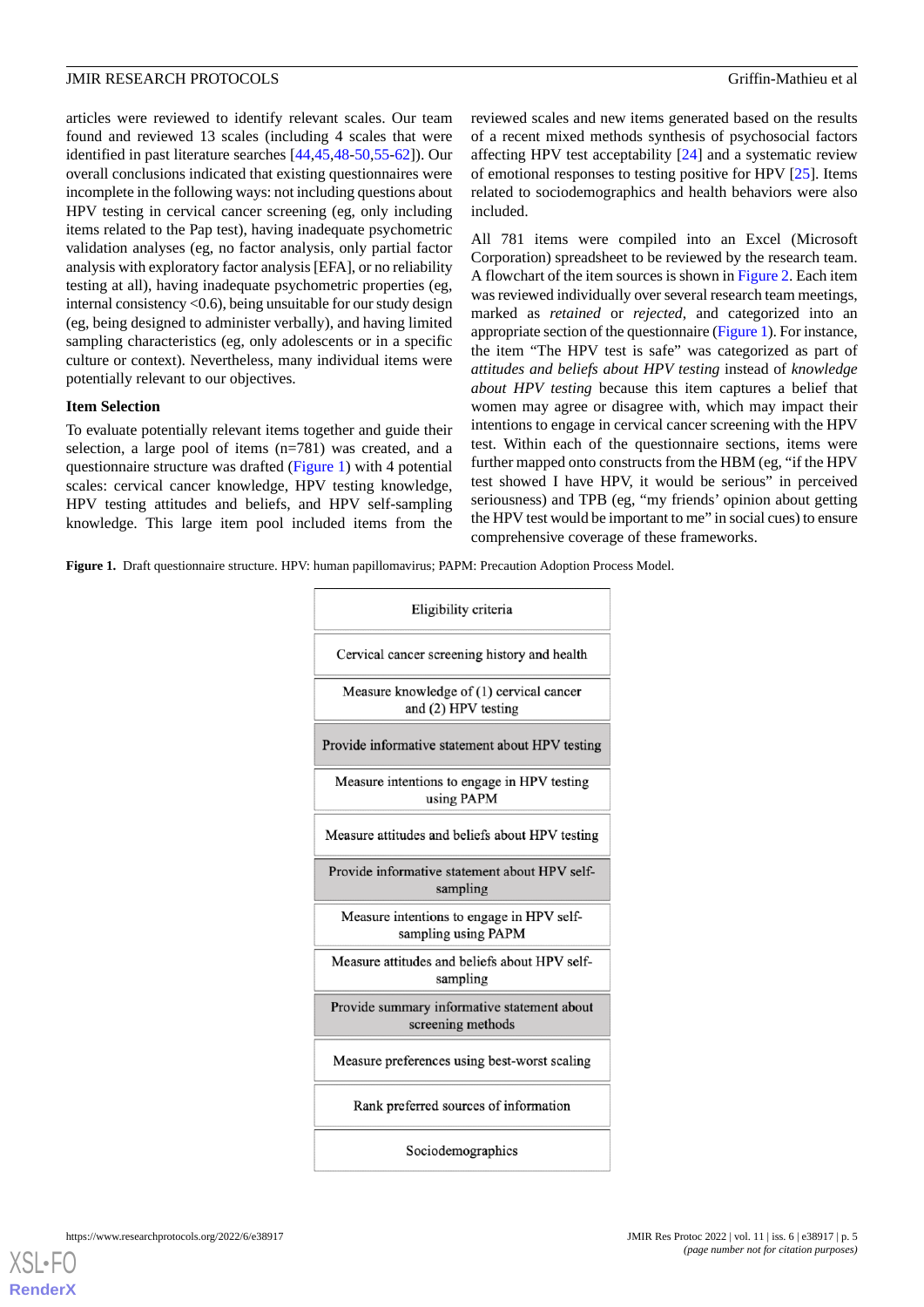articles were reviewed to identify relevant scales. Our team found and reviewed 13 scales (including 4 scales that were identified in past literature searches [44,45,48-50,55-62]). Our overall conclusions indicated that existing questionnaires were incomplete in the following ways: not including questions about HPV testing in cervical cancer screening (eg, only including items related to the Pap test), having inadequate psychometric validation analyses (eg, no factor analysis, only partial factor analysis with exploratory factor analysis [EFA], or no reliability testing at all), having inadequate psychometric properties (eg, internal consistency <0.6), being unsuitable for our study design (eg, being designed to administer verbally), and having limited sampling characteristics (eg, only adolescents or in a specific culture or context). Nevertheless, many individual items were potentially relevant to our objectives.

### Item Selection

To evaluate potentially relevant items together and guide their selection, a large pool of items (n=781) was created, and a questionnaire structure was drafted (Figure 1) with 4 potential scales: cervical cancer knowledge, HPV testing knowledge, HPV testing attitudes and beliefs, and HPV self-sampling knowledge. This large item pool included items from the reviewed scales and new items generated based on the results of a recent mixed methods synthesis of psychosocial factors affecting HPV test acceptability [24] and a systematic review of emotional responses to testing positive for HPV [25]. Items related to sociodemographics and health behaviors were also included.

All 781 items were compiled into an Excel (Microsoft Corporation) spreadsheet to be reviewed by the research team. A flowchart of the item sources is shown in Figure 2. Each item was reviewed individually over several research team meetings, marked as *retained* or *rejected*, and categorized into an appropriate section of the questionnaire (Figure 1). For instance, the item "The HPV test is safe" was categorized as part of *attitudes and beliefs about HPV testing* instead of *knowledge about HPV testing* because this item captures a belief that women may agree or disagree with, which may impact their intentions to engage in cervical cancer screening with the HPV test. Within each of the questionnaire sections, items were further mapped onto constructs from the HBM (eg, "if the HPV test showed I have HPV, it would be serious" in perceived seriousness) and TPB (eg, "my friends' opinion about getting the HPV test would be important to me" in social cues) to ensure comprehensive coverage of these frameworks.

**Figure 1.** Draft questionnaire structure. HPV: human papillomavirus; PAPM: Precaution Adoption Process Model.

| Draft questionnaire structure |
|---|
| Eligibility criteria |
| Cervical cancer screening history and health |
| Measure knowledge of (1) cervical cancer and (2) HPV testing |
| Provide informative statement about HPV testing |
| Measure intentions to engage in HPV testing using PAPM |
| Measure attitudes and beliefs about HPV testing |
| Provide informative statement about HPV self-sampling |
| Measure intentions to engage in HPV self-sampling using PAPM |
| Measure attitudes and beliefs about HPV self-sampling |
| Provide summary informative statement about screening methods |
| Measure preferences using best-worst scaling |
| Rank preferred sources of information |
| Sociodemographics |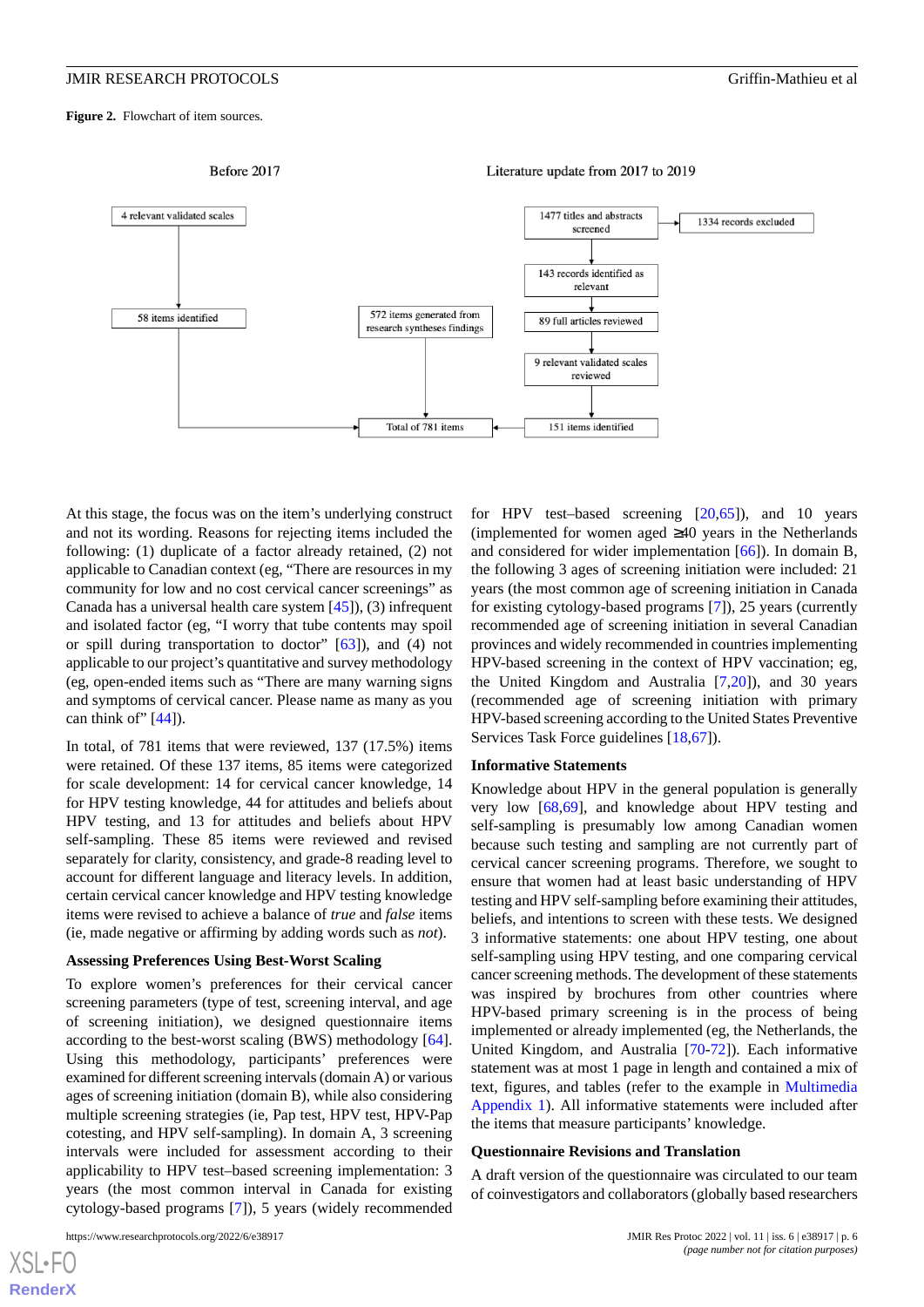**Figure 2.** Flowchart of item sources.

Before 2017

Literature update from 2017 to 2019

4 relevant validated scales

58 items identified

572 items generated from research syntheses findings

1477 titles and abstracts screened

1334 records excluded

143 records identified as relevant

89 full articles reviewed

9 relevant validated scales reviewed

151 items identified

Total of 781 items

At this stage, the focus was on the item's underlying construct and not its wording. Reasons for rejecting items included the following: (1) duplicate of a factor already retained, (2) not applicable to Canadian context (eg, "There are resources in my community for low and no cost cervical cancer screenings" as Canada has a universal health care system [45]), (3) infrequent and isolated factor (eg, "I worry that tube contents may spoil or spill during transportation to doctor" [63]), and (4) not applicable to our project's quantitative and survey methodology (eg, open-ended items such as "There are many warning signs and symptoms of cervical cancer. Please name as many as you can think of" [44]).

In total, of 781 items that were reviewed, 137 (17.5%) items were retained. Of these 137 items, 85 items were categorized for scale development: 14 for cervical cancer knowledge, 14 for HPV testing knowledge, 44 for attitudes and beliefs about HPV testing, and 13 for attitudes and beliefs about HPV self-sampling. These 85 items were reviewed and revised separately for clarity, consistency, and grade-8 reading level to account for different language and literacy levels. In addition, certain cervical cancer knowledge and HPV testing knowledge items were revised to achieve a balance of *true* and *false* items (ie, made negative or affirming by adding words such as *not*).

### Assessing Preferences Using Best-Worst Scaling

To explore women's preferences for their cervical cancer screening parameters (type of test, screening interval, and age of screening initiation), we designed questionnaire items according to the best-worst scaling (BWS) methodology [64]. Using this methodology, participants' preferences were examined for different screening intervals (domain A) or various ages of screening initiation (domain B), while also considering multiple screening strategies (ie, Pap test, HPV test, HPV-Pap cotesting, and HPV self-sampling). In domain A, 3 screening intervals were included for assessment according to their applicability to HPV test–based screening implementation: 3 years (the most common interval in Canada for existing cytology-based programs [7]), 5 years (widely recommended for HPV test–based screening [20,65]), and 10 years (implemented for women aged ≥40 years in the Netherlands and considered for wider implementation [66]). In domain B, the following 3 ages of screening initiation were included: 21 years (the most common age of screening initiation in Canada for existing cytology-based programs [7]), 25 years (currently recommended age of screening initiation in several Canadian provinces and widely recommended in countries implementing HPV-based screening in the context of HPV vaccination; eg, the United Kingdom and Australia [7,20]), and 30 years (recommended age of screening initiation with primary HPV-based screening according to the United States Preventive Services Task Force guidelines [18,67]).

### Informative Statements

Knowledge about HPV in the general population is generally very low [68,69], and knowledge about HPV testing and self-sampling is presumably low among Canadian women because such testing and sampling are not currently part of cervical cancer screening programs. Therefore, we sought to ensure that women had at least basic understanding of HPV testing and HPV self-sampling before examining their attitudes, beliefs, and intentions to screen with these tests. We designed 3 informative statements: one about HPV testing, one about self-sampling using HPV testing, and one comparing cervical cancer screening methods. The development of these statements was inspired by brochures from other countries where HPV-based primary screening is in the process of being implemented or already implemented (eg, the Netherlands, the United Kingdom, and Australia [70-72]). Each informative statement was at most 1 page in length and contained a mix of text, figures, and tables (refer to the example in Multimedia Appendix 1). All informative statements were included after the items that measure participants' knowledge.

### Questionnaire Revisions and Translation

A draft version of the questionnaire was circulated to our team of coinvestigators and collaborators (globally based researchers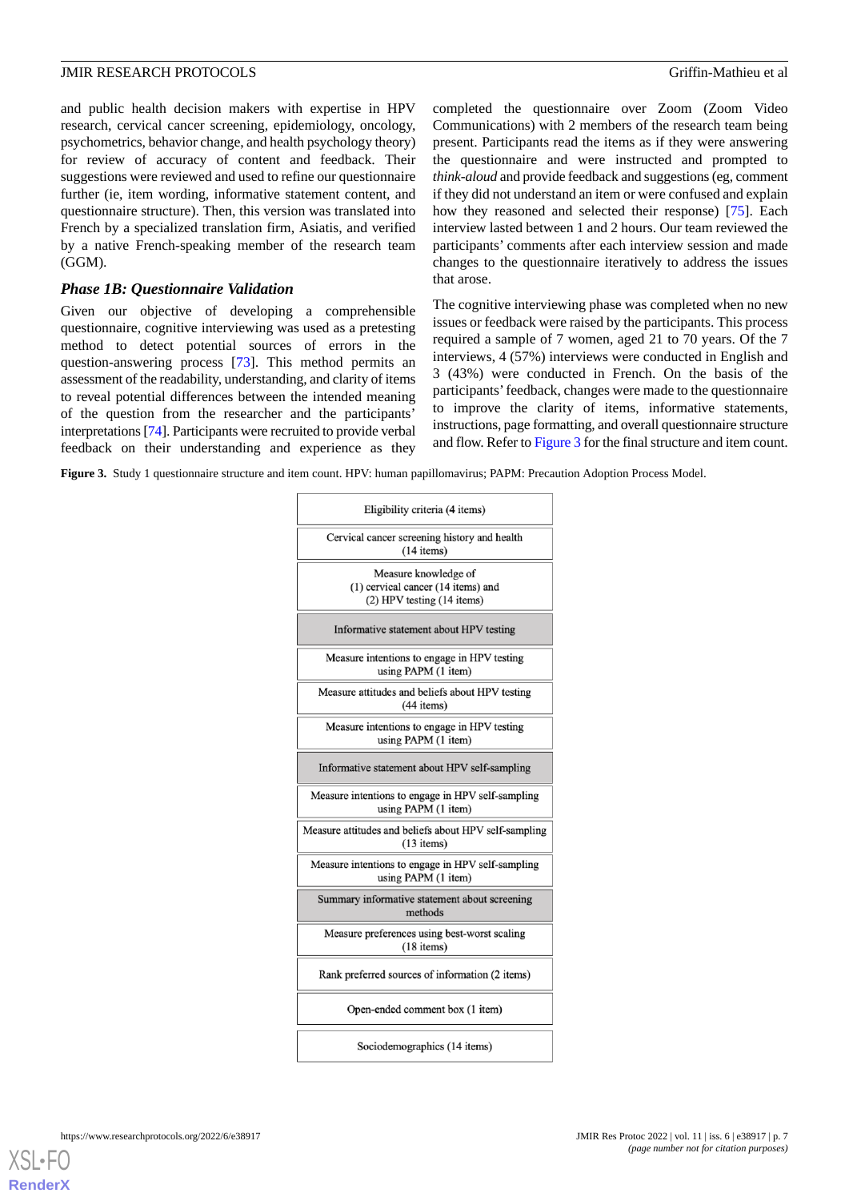and public health decision makers with expertise in HPV research, cervical cancer screening, epidemiology, oncology, psychometrics, behavior change, and health psychology theory) for review of accuracy of content and feedback. Their suggestions were reviewed and used to refine our questionnaire further (ie, item wording, informative statement content, and questionnaire structure). Then, this version was translated into French by a specialized translation firm, Asiatis, and verified by a native French-speaking member of the research team (GGM).

### *Phase 1B: Questionnaire Validation*

Given our objective of developing a comprehensible questionnaire, cognitive interviewing was used as a pretesting method to detect potential sources of errors in the question-answering process [73]. This method permits an assessment of the readability, understanding, and clarity of items to reveal potential differences between the intended meaning of the question from the researcher and the participants' interpretations [74]. Participants were recruited to provide verbal feedback on their understanding and experience as they completed the questionnaire over Zoom (Zoom Video Communications) with 2 members of the research team being present. Participants read the items as if they were answering the questionnaire and were instructed and prompted to *think-aloud* and provide feedback and suggestions (eg, comment if they did not understand an item or were confused and explain how they reasoned and selected their response) [75]. Each interview lasted between 1 and 2 hours. Our team reviewed the participants' comments after each interview session and made changes to the questionnaire iteratively to address the issues that arose.

The cognitive interviewing phase was completed when no new issues or feedback were raised by the participants. This process required a sample of 7 women, aged 21 to 70 years. Of the 7 interviews, 4 (57%) interviews were conducted in English and 3 (43%) were conducted in French. On the basis of the participants' feedback, changes were made to the questionnaire to improve the clarity of items, informative statements, instructions, page formatting, and overall questionnaire structure and flow. Refer to Figure 3 for the final structure and item count.

**Figure 3.** Study 1 questionnaire structure and item count. HPV: human papillomavirus; PAPM: Precaution Adoption Process Model.

- Eligibility criteria (4 items)
- Cervical cancer screening history and health (14 items)
- Measure knowledge of (1) cervical cancer (14 items) and (2) HPV testing (14 items)
- Informative statement about HPV testing
- Measure intentions to engage in HPV testing using PAPM (1 item)
- Measure attitudes and beliefs about HPV testing (44 items)
- Measure intentions to engage in HPV testing using PAPM (1 item)
- Informative statement about HPV self-sampling
- Measure intentions to engage in HPV self-sampling using PAPM (1 item)
- Measure attitudes and beliefs about HPV self-sampling (13 items)
- Measure intentions to engage in HPV self-sampling using PAPM (1 item)
- Summary informative statement about screening methods
- Measure preferences using best-worst scaling (18 items)
- Rank preferred sources of information (2 items)
- Open-ended comment box (1 item)
- Sociodemographics (14 items)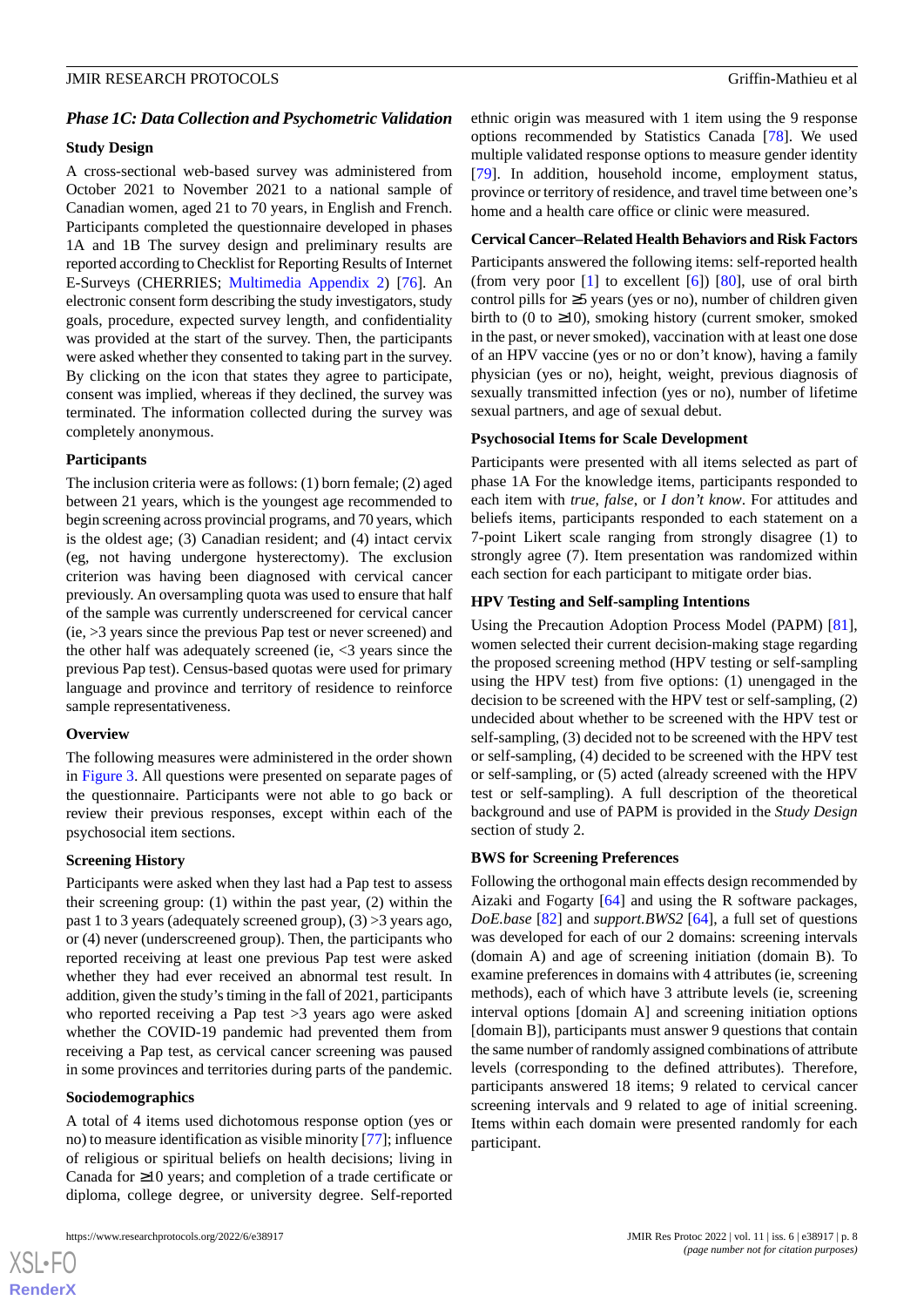### Phase 1C: Data Collection and Psychometric Validation

#### Study Design

A cross-sectional web-based survey was administered from October 2021 to November 2021 to a national sample of Canadian women, aged 21 to 70 years, in English and French. Participants completed the questionnaire developed in phases 1A and 1B The survey design and preliminary results are reported according to Checklist for Reporting Results of Internet E-Surveys (CHERRIES; Multimedia Appendix 2) [76]. An electronic consent form describing the study investigators, study goals, procedure, expected survey length, and confidentiality was provided at the start of the survey. Then, the participants were asked whether they consented to taking part in the survey. By clicking on the icon that states they agree to participate, consent was implied, whereas if they declined, the survey was terminated. The information collected during the survey was completely anonymous.

#### Participants

The inclusion criteria were as follows: (1) born female; (2) aged between 21 years, which is the youngest age recommended to begin screening across provincial programs, and 70 years, which is the oldest age; (3) Canadian resident; and (4) intact cervix (eg, not having undergone hysterectomy). The exclusion criterion was having been diagnosed with cervical cancer previously. An oversampling quota was used to ensure that half of the sample was currently underscreened for cervical cancer (ie, >3 years since the previous Pap test or never screened) and the other half was adequately screened (ie, <3 years since the previous Pap test). Census-based quotas were used for primary language and province and territory of residence to reinforce sample representativeness.

#### Overview

The following measures were administered in the order shown in Figure 3. All questions were presented on separate pages of the questionnaire. Participants were not able to go back or review their previous responses, except within each of the psychosocial item sections.

#### Screening History

Participants were asked when they last had a Pap test to assess their screening group: (1) within the past year, (2) within the past 1 to 3 years (adequately screened group), (3) >3 years ago, or (4) never (underscreened group). Then, the participants who reported receiving at least one previous Pap test were asked whether they had ever received an abnormal test result. In addition, given the study's timing in the fall of 2021, participants who reported receiving a Pap test >3 years ago were asked whether the COVID-19 pandemic had prevented them from receiving a Pap test, as cervical cancer screening was paused in some provinces and territories during parts of the pandemic.

#### Sociodemographics

A total of 4 items used dichotomous response option (yes or no) to measure identification as visible minority [77]; influence of religious or spiritual beliefs on health decisions; living in Canada for ≥10 years; and completion of a trade certificate or diploma, college degree, or university degree. Self-reported ethnic origin was measured with 1 item using the 9 response options recommended by Statistics Canada [78]. We used multiple validated response options to measure gender identity [79]. In addition, household income, employment status, province or territory of residence, and travel time between one's home and a health care office or clinic were measured.

#### Cervical Cancer–Related Health Behaviors and Risk Factors

Participants answered the following items: self-reported health (from very poor [1] to excellent [6]) [80], use of oral birth control pills for ≥5 years (yes or no), number of children given birth to (0 to ≥10), smoking history (current smoker, smoked in the past, or never smoked), vaccination with at least one dose of an HPV vaccine (yes or no or don't know), having a family physician (yes or no), height, weight, previous diagnosis of sexually transmitted infection (yes or no), number of lifetime sexual partners, and age of sexual debut.

#### Psychosocial Items for Scale Development

Participants were presented with all items selected as part of phase 1A For the knowledge items, participants responded to each item with *true*, *false*, or *I don't know*. For attitudes and beliefs items, participants responded to each statement on a 7-point Likert scale ranging from strongly disagree (1) to strongly agree (7). Item presentation was randomized within each section for each participant to mitigate order bias.

#### HPV Testing and Self-sampling Intentions

Using the Precaution Adoption Process Model (PAPM) [81], women selected their current decision-making stage regarding the proposed screening method (HPV testing or self-sampling using the HPV test) from five options: (1) unengaged in the decision to be screened with the HPV test or self-sampling, (2) undecided about whether to be screened with the HPV test or self-sampling, (3) decided not to be screened with the HPV test or self-sampling, (4) decided to be screened with the HPV test or self-sampling, or (5) acted (already screened with the HPV test or self-sampling). A full description of the theoretical background and use of PAPM is provided in the *Study Design* section of study 2.

#### BWS for Screening Preferences

Following the orthogonal main effects design recommended by Aizaki and Fogarty [64] and using the R software packages, *DoE.base* [82] and *support.BWS2* [64], a full set of questions was developed for each of our 2 domains: screening intervals (domain A) and age of screening initiation (domain B). To examine preferences in domains with 4 attributes (ie, screening methods), each of which have 3 attribute levels (ie, screening interval options [domain A] and screening initiation options [domain B]), participants must answer 9 questions that contain the same number of randomly assigned combinations of attribute levels (corresponding to the defined attributes). Therefore, participants answered 18 items; 9 related to cervical cancer screening intervals and 9 related to age of initial screening. Items within each domain were presented randomly for each participant.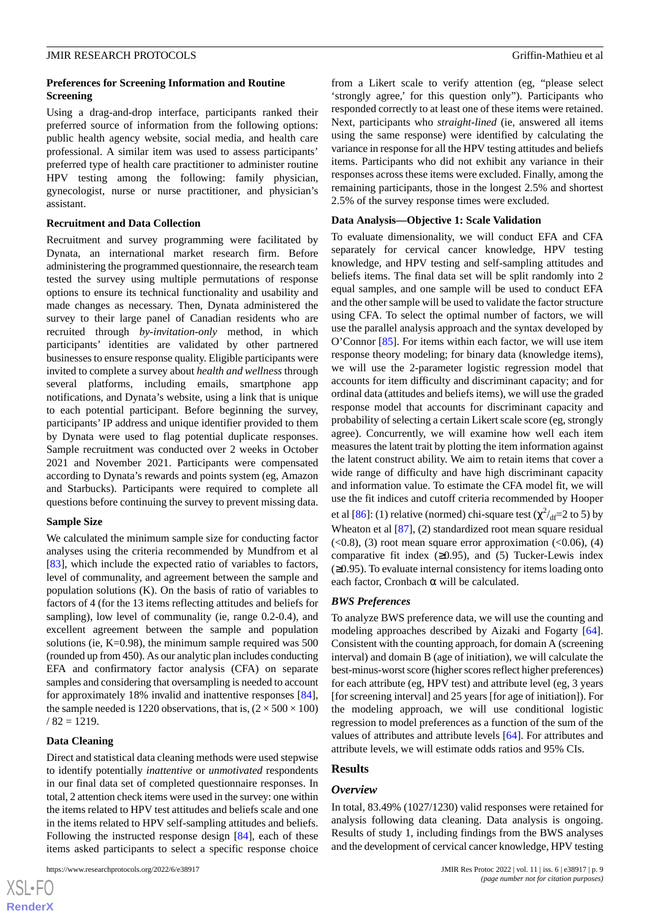### Preferences for Screening Information and Routine Screening

Using a drag-and-drop interface, participants ranked their preferred source of information from the following options: public health agency website, social media, and health care professional. A similar item was used to assess participants' preferred type of health care practitioner to administer routine HPV testing among the following: family physician, gynecologist, nurse or nurse practitioner, and physician's assistant.

### Recruitment and Data Collection

Recruitment and survey programming were facilitated by Dynata, an international market research firm. Before administering the programmed questionnaire, the research team tested the survey using multiple permutations of response options to ensure its technical functionality and usability and made changes as necessary. Then, Dynata administered the survey to their large panel of Canadian residents who are recruited through *by-invitation-only* method, in which participants' identities are validated by other partnered businesses to ensure response quality. Eligible participants were invited to complete a survey about *health and wellness* through several platforms, including emails, smartphone app notifications, and Dynata's website, using a link that is unique to each potential participant. Before beginning the survey, participants' IP address and unique identifier provided to them by Dynata were used to flag potential duplicate responses. Sample recruitment was conducted over 2 weeks in October 2021 and November 2021. Participants were compensated according to Dynata's rewards and points system (eg, Amazon and Starbucks). Participants were required to complete all questions before continuing the survey to prevent missing data.

### Sample Size

We calculated the minimum sample size for conducting factor analyses using the criteria recommended by Mundfrom et al [83], which include the expected ratio of variables to factors, level of communality, and agreement between the sample and population solutions (K). On the basis of ratio of variables to factors of 4 (for the 13 items reflecting attitudes and beliefs for sampling), low level of communality (ie, range 0.2-0.4), and excellent agreement between the sample and population solutions (ie, K=0.98), the minimum sample required was 500 (rounded up from 450). As our analytic plan includes conducting EFA and confirmatory factor analysis (CFA) on separate samples and considering that oversampling is needed to account for approximately 18% invalid and inattentive responses [84], the sample needed is 1220 observations, that is, $(2 \times 500 \times 100) / 82 = 1219$.

### Data Cleaning

Direct and statistical data cleaning methods were used stepwise to identify potentially *inattentive* or *unmotivated* respondents in our final data set of completed questionnaire responses. In total, 2 attention check items were used in the survey: one within the items related to HPV test attitudes and beliefs scale and one in the items related to HPV self-sampling attitudes and beliefs. Following the instructed response design [84], each of these items asked participants to select a specific response choice from a Likert scale to verify attention (eg, "please select 'strongly agree,' for this question only"). Participants who responded correctly to at least one of these items were retained. Next, participants who *straight-lined* (ie, answered all items using the same response) were identified by calculating the variance in response for all the HPV testing attitudes and beliefs items. Participants who did not exhibit any variance in their responses across these items were excluded. Finally, among the remaining participants, those in the longest 2.5% and shortest 2.5% of the survey response times were excluded.

### Data Analysis—Objective 1: Scale Validation

To evaluate dimensionality, we will conduct EFA and CFA separately for cervical cancer knowledge, HPV testing knowledge, and HPV testing and self-sampling attitudes and beliefs items. The final data set will be split randomly into 2 equal samples, and one sample will be used to conduct EFA and the other sample will be used to validate the factor structure using CFA. To select the optimal number of factors, we will use the parallel analysis approach and the syntax developed by O'Connor [85]. For items within each factor, we will use item response theory modeling; for binary data (knowledge items), we will use the 2-parameter logistic regression model that accounts for item difficulty and discriminant capacity; and for ordinal data (attitudes and beliefs items), we will use the graded response model that accounts for discriminant capacity and probability of selecting a certain Likert scale score (eg, strongly agree). Concurrently, we will examine how well each item measures the latent trait by plotting the item information against the latent construct ability. We aim to retain items that cover a wide range of difficulty and have high discriminant capacity and information value. To estimate the CFA model fit, we will use the fit indices and cutoff criteria recommended by Hooper et al [86]: (1) relative (normed) chi-square test ($\chi^2/_{df}$=2 to 5) by Wheaton et al [87], (2) standardized root mean square residual (<0.8), (3) root mean square error approximation (<0.06), (4) comparative fit index (≥0.95), and (5) Tucker-Lewis index (≥0.95). To evaluate internal consistency for items loading onto each factor, Cronbach α will be calculated.

### *BWS Preferences*

To analyze BWS preference data, we will use the counting and modeling approaches described by Aizaki and Fogarty [64]. Consistent with the counting approach, for domain A (screening interval) and domain B (age of initiation), we will calculate the best-minus-worst score (higher scores reflect higher preferences) for each attribute (eg, HPV test) and attribute level (eg, 3 years [for screening interval] and 25 years [for age of initiation]). For the modeling approach, we will use conditional logistic regression to model preferences as a function of the sum of the values of attributes and attribute levels [64]. For attributes and attribute levels, we will estimate odds ratios and 95% CIs.

## Results

### *Overview*

In total, 83.49% (1027/1230) valid responses were retained for analysis following data cleaning. Data analysis is ongoing. Results of study 1, including findings from the BWS analyses and the development of cervical cancer knowledge, HPV testing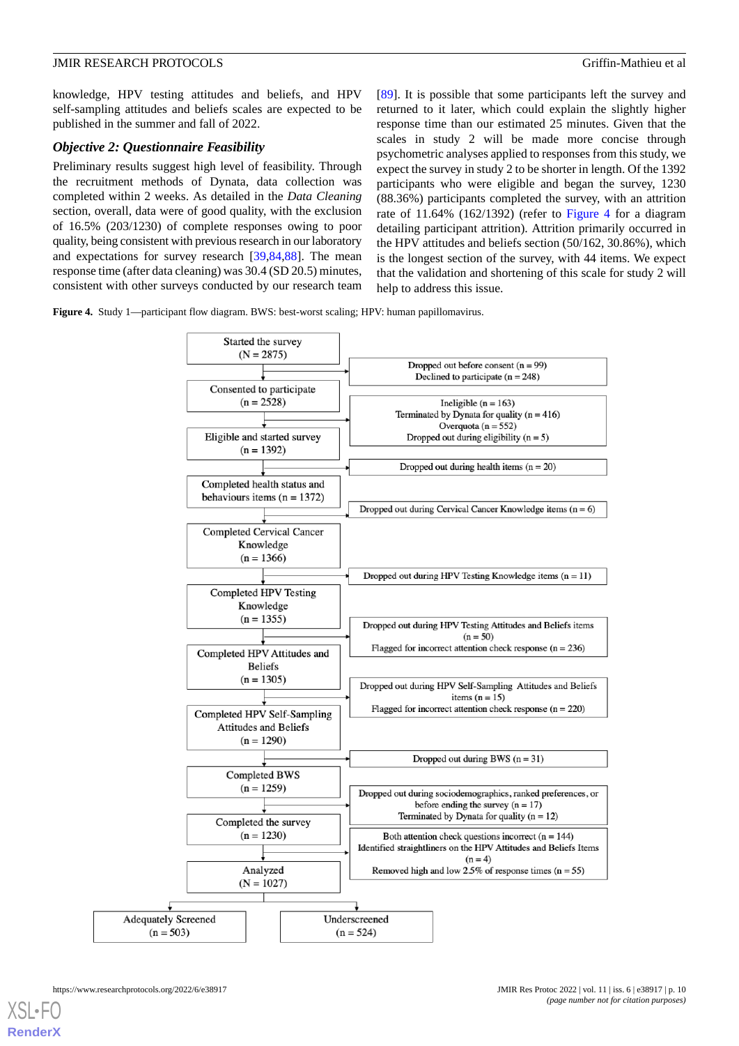knowledge, HPV testing attitudes and beliefs, and HPV self-sampling attitudes and beliefs scales are expected to be published in the summer and fall of 2022.

### *Objective 2: Questionnaire Feasibility*

Preliminary results suggest high level of feasibility. Through the recruitment methods of Dynata, data collection was completed within 2 weeks. As detailed in the *Data Cleaning* section, overall, data were of good quality, with the exclusion of 16.5% (203/1230) of complete responses owing to poor quality, being consistent with previous research in our laboratory and expectations for survey research [39,84,88]. The mean response time (after data cleaning) was 30.4 (SD 20.5) minutes, consistent with other surveys conducted by our research team [89]. It is possible that some participants left the survey and returned to it later, which could explain the slightly higher response time than our estimated 25 minutes. Given that the scales in study 2 will be made more concise through psychometric analyses applied to responses from this study, we expect the survey in study 2 to be shorter in length. Of the 1392 participants who were eligible and began the survey, 1230 (88.36%) participants completed the survey, with an attrition rate of 11.64% (162/1392) (refer to Figure 4 for a diagram detailing participant attrition). Attrition primarily occurred in the HPV attitudes and beliefs section (50/162, 30.86%), which is the longest section of the survey, with 44 items. We expect that the validation and shortening of this scale for study 2 will help to address this issue.

**Figure 4.** Study 1—participant flow diagram. BWS: best-worst scaling; HPV: human papillomavirus.

Started the survey (N = 2875)
→ Dropped out before consent (n = 99); Declined to participate (n = 248)

Consented to participate (n = 2528)
→ Ineligible (n = 163); Terminated by Dynata for quality (n = 416); Overquota (n = 552); Dropped out during eligibility (n = 5)

Eligible and started survey (n = 1392)
→ Dropped out during health items (n = 20)

Completed health status and behaviours items (n = 1372)
→ Dropped out during Cervical Cancer Knowledge items (n = 6)

Completed Cervical Cancer Knowledge (n = 1366)
→ Dropped out during HPV Testing Knowledge items (n = 11)

Completed HPV Testing Knowledge (n = 1355)
→ Dropped out during HPV Testing Attitudes and Beliefs items (n = 50); Flagged for incorrect attention check response (n = 236)

Completed HPV Attitudes and Beliefs (n = 1305)
→ Dropped out during HPV Self-Sampling Attitudes and Beliefs items (n = 15); Flagged for incorrect attention check response (n = 220)

Completed HPV Self-Sampling Attitudes and Beliefs (n = 1290)
→ Dropped out during BWS (n = 31)

Completed BWS (n = 1259)
→ Dropped out during sociodemographics, ranked preferences, or before ending the survey (n = 17); Terminated by Dynata for quality (n = 12)

Completed the survey (n = 1230)
→ Both attention check questions incorrect (n = 144); Identified straightliners on the HPV Attitudes and Beliefs Items (n = 4); Removed high and low 2.5% of response times (n = 55)

Analyzed (N = 1027)
→ Adequately Screened (n = 503); Underscreened (n = 524)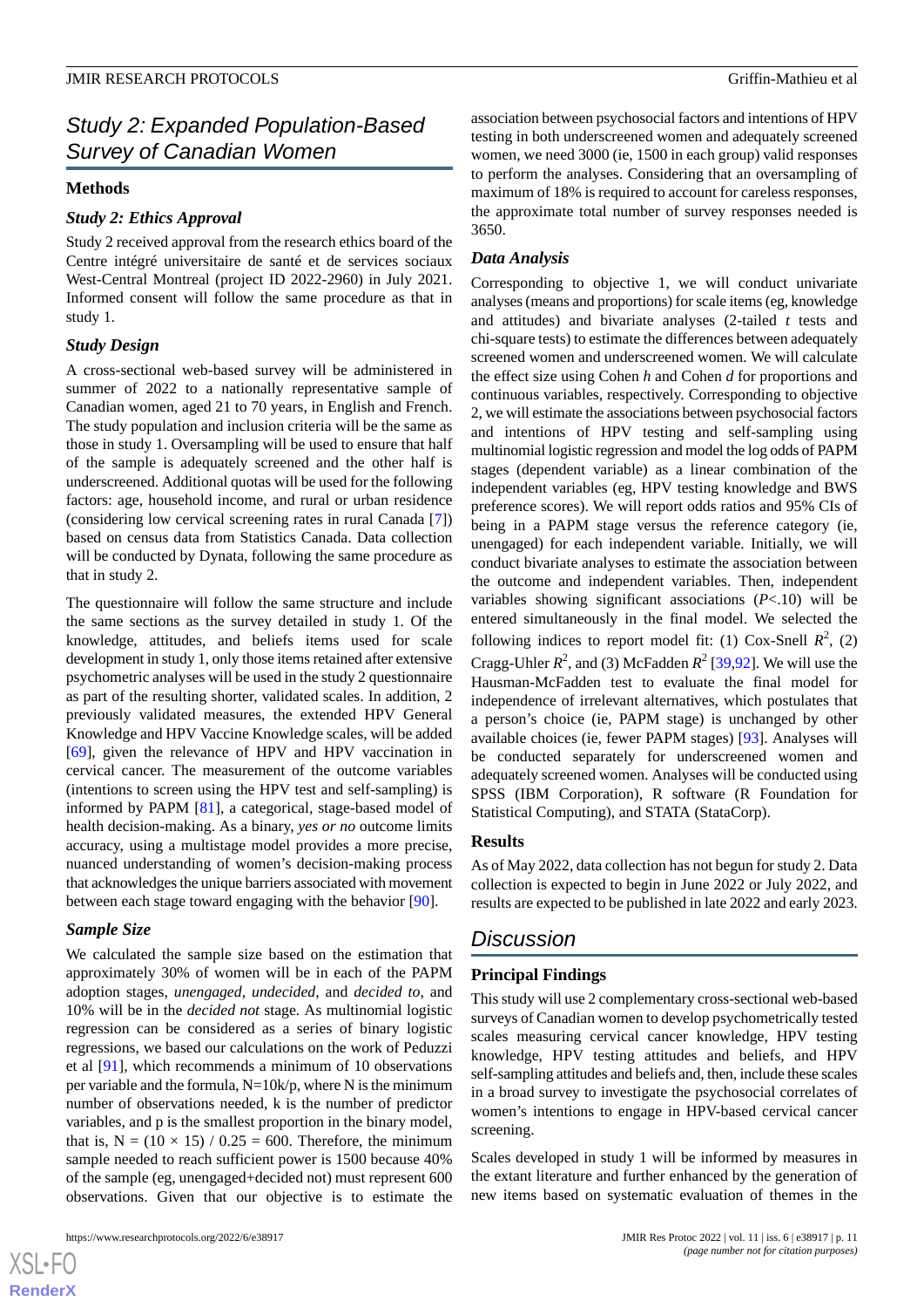## Study 2: Expanded Population-Based Survey of Canadian Women

### Methods

#### Study 2: Ethics Approval

Study 2 received approval from the research ethics board of the Centre intégré universitaire de santé et de services sociaux West-Central Montreal (project ID 2022-2960) in July 2021. Informed consent will follow the same procedure as that in study 1.

#### Study Design

A cross-sectional web-based survey will be administered in summer of 2022 to a nationally representative sample of Canadian women, aged 21 to 70 years, in English and French. The study population and inclusion criteria will be the same as those in study 1. Oversampling will be used to ensure that half of the sample is adequately screened and the other half is underscreened. Additional quotas will be used for the following factors: age, household income, and rural or urban residence (considering low cervical screening rates in rural Canada [7]) based on census data from Statistics Canada. Data collection will be conducted by Dynata, following the same procedure as that in study 2.

The questionnaire will follow the same structure and include the same sections as the survey detailed in study 1. Of the knowledge, attitudes, and beliefs items used for scale development in study 1, only those items retained after extensive psychometric analyses will be used in the study 2 questionnaire as part of the resulting shorter, validated scales. In addition, 2 previously validated measures, the extended HPV General Knowledge and HPV Vaccine Knowledge scales, will be added [69], given the relevance of HPV and HPV vaccination in cervical cancer. The measurement of the outcome variables (intentions to screen using the HPV test and self-sampling) is informed by PAPM [81], a categorical, stage-based model of health decision-making. As a binary, *yes or no* outcome limits accuracy, using a multistage model provides a more precise, nuanced understanding of women's decision-making process that acknowledges the unique barriers associated with movement between each stage toward engaging with the behavior [90].

#### Sample Size

We calculated the sample size based on the estimation that approximately 30% of women will be in each of the PAPM adoption stages, *unengaged*, *undecided*, and *decided to*, and 10% will be in the *decided not* stage. As multinomial logistic regression can be considered as a series of binary logistic regressions, we based our calculations on the work of Peduzzi et al [91], which recommends a minimum of 10 observations per variable and the formula, N=10k/p, where N is the minimum number of observations needed, k is the number of predictor variables, and p is the smallest proportion in the binary model, that is, N = (10 × 15) / 0.25 = 600. Therefore, the minimum sample needed to reach sufficient power is 1500 because 40% of the sample (eg, unengaged+decided not) must represent 600 observations. Given that our objective is to estimate the association between psychosocial factors and intentions of HPV testing in both underscreened women and adequately screened women, we need 3000 (ie, 1500 in each group) valid responses to perform the analyses. Considering that an oversampling of maximum of 18% is required to account for careless responses, the approximate total number of survey responses needed is 3650.

#### Data Analysis

Corresponding to objective 1, we will conduct univariate analyses (means and proportions) for scale items (eg, knowledge and attitudes) and bivariate analyses (2-tailed *t* tests and chi-square tests) to estimate the differences between adequately screened women and underscreened women. We will calculate the effect size using Cohen *h* and Cohen *d* for proportions and continuous variables, respectively. Corresponding to objective 2, we will estimate the associations between psychosocial factors and intentions of HPV testing and self-sampling using multinomial logistic regression and model the log odds of PAPM stages (dependent variable) as a linear combination of the independent variables (eg, HPV testing knowledge and BWS preference scores). We will report odds ratios and 95% CIs of being in a PAPM stage versus the reference category (ie, unengaged) for each independent variable. Initially, we will conduct bivariate analyses to estimate the association between the outcome and independent variables. Then, independent variables showing significant associations ($P$<.10) will be entered simultaneously in the final model. We selected the following indices to report model fit: (1) Cox-Snell $R^2$, (2) Cragg-Uhler $R^2$, and (3) McFadden $R^2$ [39,92]. We will use the Hausman-McFadden test to evaluate the final model for independence of irrelevant alternatives, which postulates that a person's choice (ie, PAPM stage) is unchanged by other available choices (ie, fewer PAPM stages) [93]. Analyses will be conducted separately for underscreened women and adequately screened women. Analyses will be conducted using SPSS (IBM Corporation), R software (R Foundation for Statistical Computing), and STATA (StataCorp).

### Results

As of May 2022, data collection has not begun for study 2. Data collection is expected to begin in June 2022 or July 2022, and results are expected to be published in late 2022 and early 2023.

## Discussion

### Principal Findings

This study will use 2 complementary cross-sectional web-based surveys of Canadian women to develop psychometrically tested scales measuring cervical cancer knowledge, HPV testing knowledge, HPV testing attitudes and beliefs, and HPV self-sampling attitudes and beliefs and, then, include these scales in a broad survey to investigate the psychosocial correlates of women's intentions to engage in HPV-based cervical cancer screening.

Scales developed in study 1 will be informed by measures in the extant literature and further enhanced by the generation of new items based on systematic evaluation of themes in the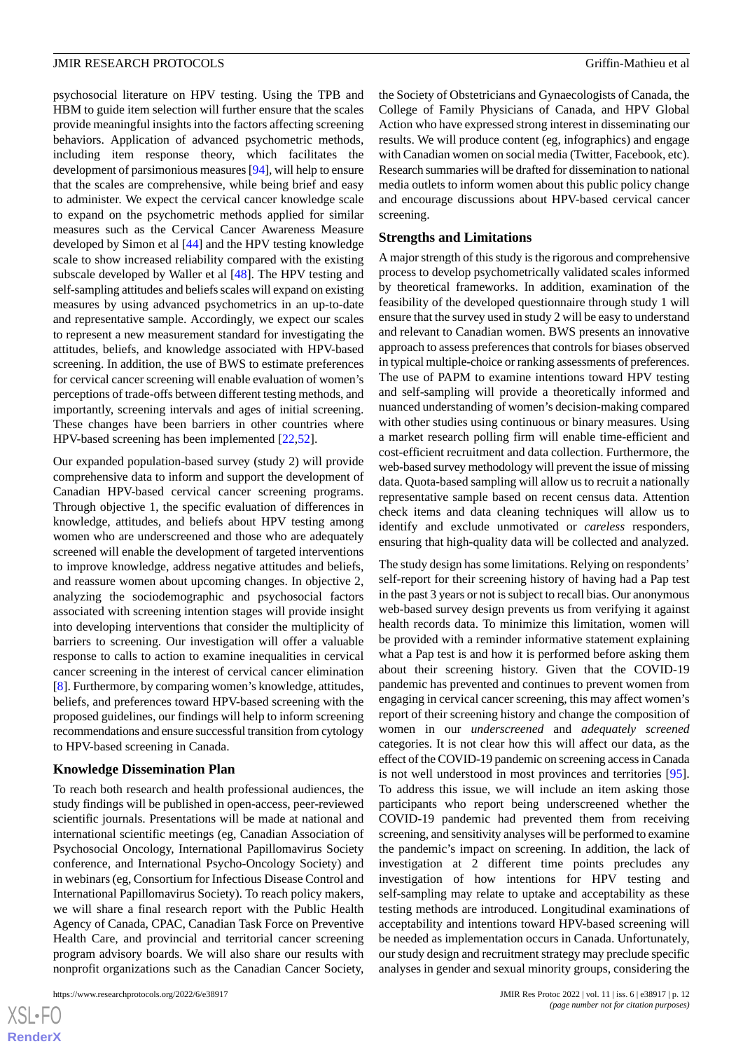psychosocial literature on HPV testing. Using the TPB and HBM to guide item selection will further ensure that the scales provide meaningful insights into the factors affecting screening behaviors. Application of advanced psychometric methods, including item response theory, which facilitates the development of parsimonious measures [94], will help to ensure that the scales are comprehensive, while being brief and easy to administer. We expect the cervical cancer knowledge scale to expand on the psychometric methods applied for similar measures such as the Cervical Cancer Awareness Measure developed by Simon et al [44] and the HPV testing knowledge scale to show increased reliability compared with the existing subscale developed by Waller et al [48]. The HPV testing and self-sampling attitudes and beliefs scales will expand on existing measures by using advanced psychometrics in an up-to-date and representative sample. Accordingly, we expect our scales to represent a new measurement standard for investigating the attitudes, beliefs, and knowledge associated with HPV-based screening. In addition, the use of BWS to estimate preferences for cervical cancer screening will enable evaluation of women's perceptions of trade-offs between different testing methods, and importantly, screening intervals and ages of initial screening. These changes have been barriers in other countries where HPV-based screening has been implemented [22,52].

Our expanded population-based survey (study 2) will provide comprehensive data to inform and support the development of Canadian HPV-based cervical cancer screening programs. Through objective 1, the specific evaluation of differences in knowledge, attitudes, and beliefs about HPV testing among women who are underscreened and those who are adequately screened will enable the development of targeted interventions to improve knowledge, address negative attitudes and beliefs, and reassure women about upcoming changes. In objective 2, analyzing the sociodemographic and psychosocial factors associated with screening intention stages will provide insight into developing interventions that consider the multiplicity of barriers to screening. Our investigation will offer a valuable response to calls to action to examine inequalities in cervical cancer screening in the interest of cervical cancer elimination [8]. Furthermore, by comparing women's knowledge, attitudes, beliefs, and preferences toward HPV-based screening with the proposed guidelines, our findings will help to inform screening recommendations and ensure successful transition from cytology to HPV-based screening in Canada.

### Knowledge Dissemination Plan

To reach both research and health professional audiences, the study findings will be published in open-access, peer-reviewed scientific journals. Presentations will be made at national and international scientific meetings (eg, Canadian Association of Psychosocial Oncology, International Papillomavirus Society conference, and International Psycho-Oncology Society) and in webinars (eg, Consortium for Infectious Disease Control and International Papillomavirus Society). To reach policy makers, we will share a final research report with the Public Health Agency of Canada, CPAC, Canadian Task Force on Preventive Health Care, and provincial and territorial cancer screening program advisory boards. We will also share our results with nonprofit organizations such as the Canadian Cancer Society, the Society of Obstetricians and Gynaecologists of Canada, the College of Family Physicians of Canada, and HPV Global Action who have expressed strong interest in disseminating our results. We will produce content (eg, infographics) and engage with Canadian women on social media (Twitter, Facebook, etc). Research summaries will be drafted for dissemination to national media outlets to inform women about this public policy change and encourage discussions about HPV-based cervical cancer screening.

### Strengths and Limitations

A major strength of this study is the rigorous and comprehensive process to develop psychometrically validated scales informed by theoretical frameworks. In addition, examination of the feasibility of the developed questionnaire through study 1 will ensure that the survey used in study 2 will be easy to understand and relevant to Canadian women. BWS presents an innovative approach to assess preferences that controls for biases observed in typical multiple-choice or ranking assessments of preferences. The use of PAPM to examine intentions toward HPV testing and self-sampling will provide a theoretically informed and nuanced understanding of women's decision-making compared with other studies using continuous or binary measures. Using a market research polling firm will enable time-efficient and cost-efficient recruitment and data collection. Furthermore, the web-based survey methodology will prevent the issue of missing data. Quota-based sampling will allow us to recruit a nationally representative sample based on recent census data. Attention check items and data cleaning techniques will allow us to identify and exclude unmotivated or *careless* responders, ensuring that high-quality data will be collected and analyzed.

The study design has some limitations. Relying on respondents' self-report for their screening history of having had a Pap test in the past 3 years or not is subject to recall bias. Our anonymous web-based survey design prevents us from verifying it against health records data. To minimize this limitation, women will be provided with a reminder informative statement explaining what a Pap test is and how it is performed before asking them about their screening history. Given that the COVID-19 pandemic has prevented and continues to prevent women from engaging in cervical cancer screening, this may affect women's report of their screening history and change the composition of women in our *underscreened* and *adequately screened* categories. It is not clear how this will affect our data, as the effect of the COVID-19 pandemic on screening access in Canada is not well understood in most provinces and territories [95]. To address this issue, we will include an item asking those participants who report being underscreened whether the COVID-19 pandemic had prevented them from receiving screening, and sensitivity analyses will be performed to examine the pandemic's impact on screening. In addition, the lack of investigation at 2 different time points precludes any investigation of how intentions for HPV testing and self-sampling may relate to uptake and acceptability as these testing methods are introduced. Longitudinal examinations of acceptability and intentions toward HPV-based screening will be needed as implementation occurs in Canada. Unfortunately, our study design and recruitment strategy may preclude specific analyses in gender and sexual minority groups, considering the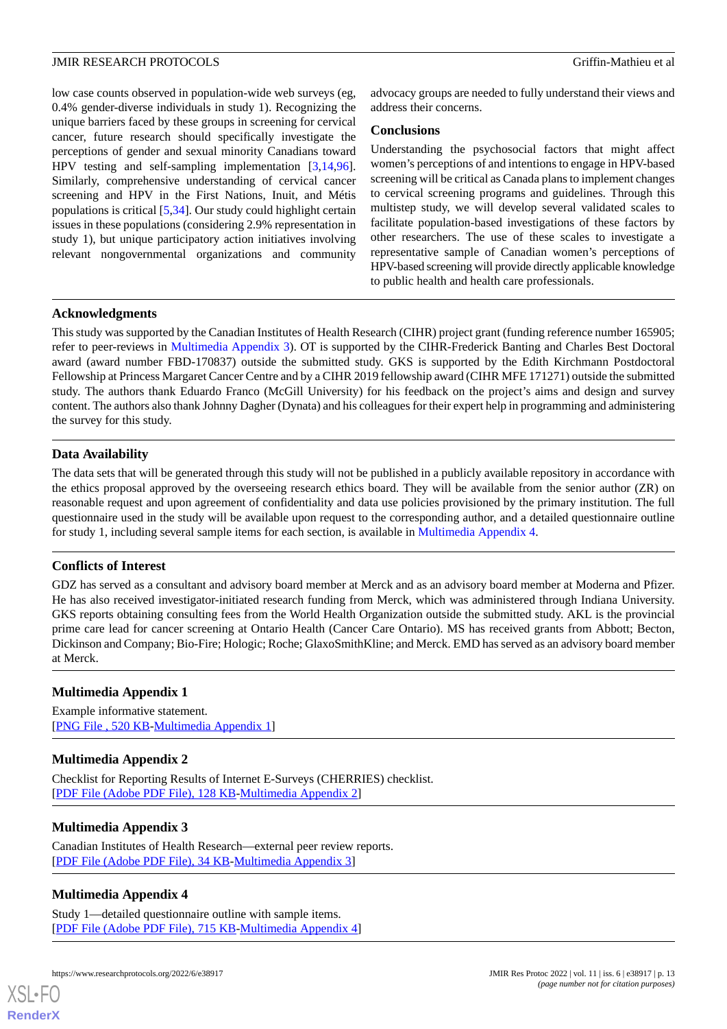low case counts observed in population-wide web surveys (eg, 0.4% gender-diverse individuals in study 1). Recognizing the unique barriers faced by these groups in screening for cervical cancer, future research should specifically investigate the perceptions of gender and sexual minority Canadians toward HPV testing and self-sampling implementation [3,14,96]. Similarly, comprehensive understanding of cervical cancer screening and HPV in the First Nations, Inuit, and Métis populations is critical [5,34]. Our study could highlight certain issues in these populations (considering 2.9% representation in study 1), but unique participatory action initiatives involving relevant nongovernmental organizations and community advocacy groups are needed to fully understand their views and address their concerns.

## Conclusions

Understanding the psychosocial factors that might affect women's perceptions of and intentions to engage in HPV-based screening will be critical as Canada plans to implement changes to cervical screening programs and guidelines. Through this multistep study, we will develop several validated scales to facilitate population-based investigations of these factors by other researchers. The use of these scales to investigate a representative sample of Canadian women's perceptions of HPV-based screening will provide directly applicable knowledge to public health and health care professionals.

## Acknowledgments

This study was supported by the Canadian Institutes of Health Research (CIHR) project grant (funding reference number 165905; refer to peer-reviews in Multimedia Appendix 3). OT is supported by the CIHR-Frederick Banting and Charles Best Doctoral award (award number FBD-170837) outside the submitted study. GKS is supported by the Edith Kirchmann Postdoctoral Fellowship at Princess Margaret Cancer Centre and by a CIHR 2019 fellowship award (CIHR MFE 171271) outside the submitted study. The authors thank Eduardo Franco (McGill University) for his feedback on the project's aims and design and survey content. The authors also thank Johnny Dagher (Dynata) and his colleagues for their expert help in programming and administering the survey for this study.

## Data Availability

The data sets that will be generated through this study will not be published in a publicly available repository in accordance with the ethics proposal approved by the overseeing research ethics board. They will be available from the senior author (ZR) on reasonable request and upon agreement of confidentiality and data use policies provisioned by the primary institution. The full questionnaire used in the study will be available upon request to the corresponding author, and a detailed questionnaire outline for study 1, including several sample items for each section, is available in Multimedia Appendix 4.

## Conflicts of Interest

GDZ has served as a consultant and advisory board member at Merck and as an advisory board member at Moderna and Pfizer. He has also received investigator-initiated research funding from Merck, which was administered through Indiana University. GKS reports obtaining consulting fees from the World Health Organization outside the submitted study. AKL is the provincial prime care lead for cancer screening at Ontario Health (Cancer Care Ontario). MS has received grants from Abbott; Becton, Dickinson and Company; Bio-Fire; Hologic; Roche; GlaxoSmithKline; and Merck. EMD has served as an advisory board member at Merck.

## Multimedia Appendix 1

Example informative statement.
[PNG File , 520 KB-Multimedia Appendix 1]

## Multimedia Appendix 2

Checklist for Reporting Results of Internet E-Surveys (CHERRIES) checklist.
[PDF File (Adobe PDF File), 128 KB-Multimedia Appendix 2]

## Multimedia Appendix 3

Canadian Institutes of Health Research—external peer review reports.
[PDF File (Adobe PDF File), 34 KB-Multimedia Appendix 3]

## Multimedia Appendix 4

Study 1—detailed questionnaire outline with sample items.
[PDF File (Adobe PDF File), 715 KB-Multimedia Appendix 4]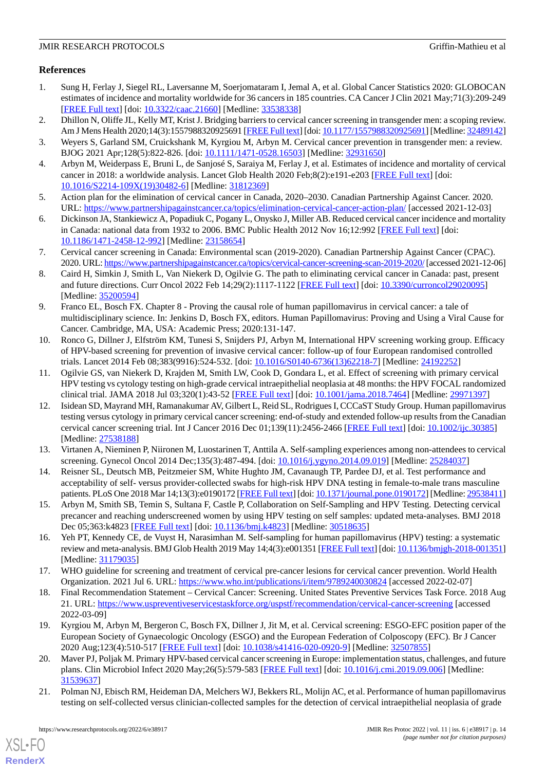## References

1. Sung H, Ferlay J, Siegel RL, Laversanne M, Soerjomataram I, Jemal A, et al. Global Cancer Statistics 2020: GLOBOCAN estimates of incidence and mortality worldwide for 36 cancers in 185 countries. CA Cancer J Clin 2021 May;71(3):209-249 [FREE Full text] [doi: 10.3322/caac.21660] [Medline: 33538338]
2. Dhillon N, Oliffe JL, Kelly MT, Krist J. Bridging barriers to cervical cancer screening in transgender men: a scoping review. Am J Mens Health 2020;14(3):1557988320925691 [FREE Full text] [doi: 10.1177/1557988320925691] [Medline: 32489142]
3. Weyers S, Garland SM, Cruickshank M, Kyrgiou M, Arbyn M. Cervical cancer prevention in transgender men: a review. BJOG 2021 Apr;128(5):822-826. [doi: 10.1111/1471-0528.16503] [Medline: 32931650]
4. Arbyn M, Weiderpass E, Bruni L, de Sanjosé S, Saraiya M, Ferlay J, et al. Estimates of incidence and mortality of cervical cancer in 2018: a worldwide analysis. Lancet Glob Health 2020 Feb;8(2):e191-e203 [FREE Full text] [doi: 10.1016/S2214-109X(19)30482-6] [Medline: 31812369]
5. Action plan for the elimination of cervical cancer in Canada, 2020–2030. Canadian Partnership Against Cancer. 2020. URL: https://www.partnershipagainstcancer.ca/topics/elimination-cervical-cancer-action-plan/ [accessed 2021-12-03]
6. Dickinson JA, Stankiewicz A, Popadiuk C, Pogany L, Onysko J, Miller AB. Reduced cervical cancer incidence and mortality in Canada: national data from 1932 to 2006. BMC Public Health 2012 Nov 16;12:992 [FREE Full text] [doi: 10.1186/1471-2458-12-992] [Medline: 23158654]
7. Cervical cancer screening in Canada: Environmental scan (2019-2020). Canadian Partnership Against Cancer (CPAC). 2020. URL: https://www.partnershipagainstcancer.ca/topics/cervical-cancer-screening-scan-2019-2020/ [accessed 2021-12-06]
8. Caird H, Simkin J, Smith L, Van Niekerk D, Ogilvie G. The path to eliminating cervical cancer in Canada: past, present and future directions. Curr Oncol 2022 Feb 14;29(2):1117-1122 [FREE Full text] [doi: 10.3390/curroncol29020095] [Medline: 35200594]
9. Franco EL, Bosch FX. Chapter 8 - Proving the causal role of human papillomavirus in cervical cancer: a tale of multidisciplinary science. In: Jenkins D, Bosch FX, editors. Human Papillomavirus: Proving and Using a Viral Cause for Cancer. Cambridge, MA, USA: Academic Press; 2020:131-147.
10. Ronco G, Dillner J, Elfström KM, Tunesi S, Snijders PJ, Arbyn M, International HPV screening working group. Efficacy of HPV-based screening for prevention of invasive cervical cancer: follow-up of four European randomised controlled trials. Lancet 2014 Feb 08;383(9916):524-532. [doi: 10.1016/S0140-6736(13)62218-7] [Medline: 24192252]
11. Ogilvie GS, van Niekerk D, Krajden M, Smith LW, Cook D, Gondara L, et al. Effect of screening with primary cervical HPV testing vs cytology testing on high-grade cervical intraepithelial neoplasia at 48 months: the HPV FOCAL randomized clinical trial. JAMA 2018 Jul 03;320(1):43-52 [FREE Full text] [doi: 10.1001/jama.2018.7464] [Medline: 29971397]
12. Isidean SD, Mayrand MH, Ramanakumar AV, Gilbert L, Reid SL, Rodrigues I, CCCaST Study Group. Human papillomavirus testing versus cytology in primary cervical cancer screening: end-of-study and extended follow-up results from the Canadian cervical cancer screening trial. Int J Cancer 2016 Dec 01;139(11):2456-2466 [FREE Full text] [doi: 10.1002/ijc.30385] [Medline: 27538188]
13. Virtanen A, Nieminen P, Niironen M, Luostarinen T, Anttila A. Self-sampling experiences among non-attendees to cervical screening. Gynecol Oncol 2014 Dec;135(3):487-494. [doi: 10.1016/j.ygyno.2014.09.019] [Medline: 25284037]
14. Reisner SL, Deutsch MB, Peitzmeier SM, White Hughto JM, Cavanaugh TP, Pardee DJ, et al. Test performance and acceptability of self- versus provider-collected swabs for high-risk HPV DNA testing in female-to-male trans masculine patients. PLoS One 2018 Mar 14;13(3):e0190172 [FREE Full text] [doi: 10.1371/journal.pone.0190172] [Medline: 29538411]
15. Arbyn M, Smith SB, Temin S, Sultana F, Castle P, Collaboration on Self-Sampling and HPV Testing. Detecting cervical precancer and reaching underscreened women by using HPV testing on self samples: updated meta-analyses. BMJ 2018 Dec 05;363:k4823 [FREE Full text] [doi: 10.1136/bmj.k4823] [Medline: 30518635]
16. Yeh PT, Kennedy CE, de Vuyst H, Narasimhan M. Self-sampling for human papillomavirus (HPV) testing: a systematic review and meta-analysis. BMJ Glob Health 2019 May 14;4(3):e001351 [FREE Full text] [doi: 10.1136/bmjgh-2018-001351] [Medline: 31179035]
17. WHO guideline for screening and treatment of cervical pre-cancer lesions for cervical cancer prevention. World Health Organization. 2021 Jul 6. URL: https://www.who.int/publications/i/item/9789240030824 [accessed 2022-02-07]
18. Final Recommendation Statement – Cervical Cancer: Screening. United States Preventive Services Task Force. 2018 Aug 21. URL: https://www.uspreventiveservicestaskforce.org/uspstf/recommendation/cervical-cancer-screening [accessed 2022-03-09]
19. Kyrgiou M, Arbyn M, Bergeron C, Bosch FX, Dillner J, Jit M, et al. Cervical screening: ESGO-EFC position paper of the European Society of Gynaecologic Oncology (ESGO) and the European Federation of Colposcopy (EFC). Br J Cancer 2020 Aug;123(4):510-517 [FREE Full text] [doi: 10.1038/s41416-020-0920-9] [Medline: 32507855]
20. Maver PJ, Poljak M. Primary HPV-based cervical cancer screening in Europe: implementation status, challenges, and future plans. Clin Microbiol Infect 2020 May;26(5):579-583 [FREE Full text] [doi: 10.1016/j.cmi.2019.09.006] [Medline: 31539637]
21. Polman NJ, Ebisch RM, Heideman DA, Melchers WJ, Bekkers RL, Molijn AC, et al. Performance of human papillomavirus testing on self-collected versus clinician-collected samples for the detection of cervical intraepithelial neoplasia of grade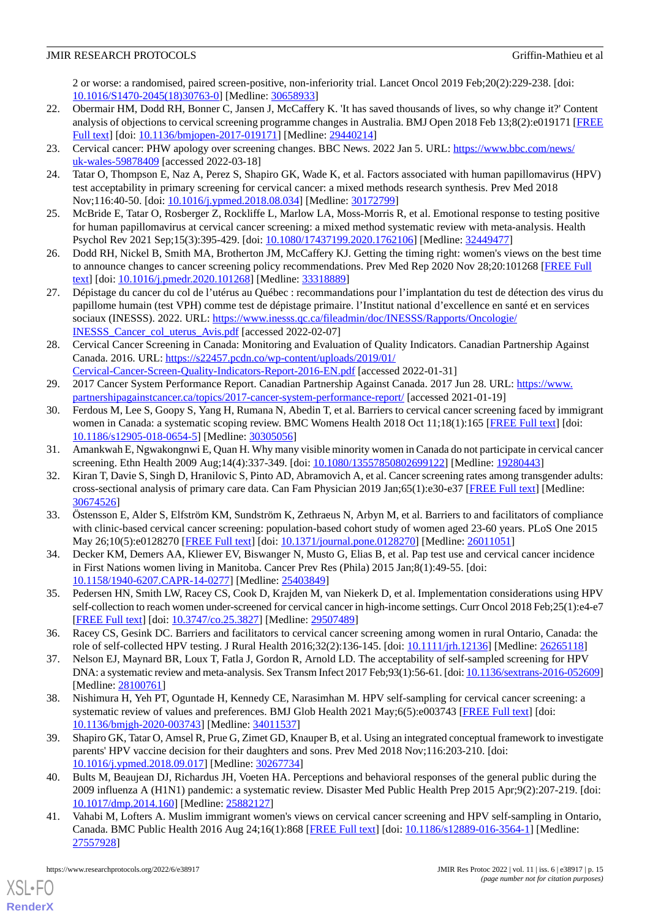2 or worse: a randomised, paired screen-positive, non-inferiority trial. Lancet Oncol 2019 Feb;20(2):229-238. [doi: 10.1016/S1470-2045(18)30763-0] [Medline: 30658933]

22. Obermair HM, Dodd RH, Bonner C, Jansen J, McCaffery K. 'It has saved thousands of lives, so why change it?' Content analysis of objections to cervical screening programme changes in Australia. BMJ Open 2018 Feb 13;8(2):e019171 [FREE Full text] [doi: 10.1136/bmjopen-2017-019171] [Medline: 29440214]
23. Cervical cancer: PHW apology over screening changes. BBC News. 2022 Jan 5. URL: https://www.bbc.com/news/uk-wales-59878409 [accessed 2022-03-18]
24. Tatar O, Thompson E, Naz A, Perez S, Shapiro GK, Wade K, et al. Factors associated with human papillomavirus (HPV) test acceptability in primary screening for cervical cancer: a mixed methods research synthesis. Prev Med 2018 Nov;116:40-50. [doi: 10.1016/j.ypmed.2018.08.034] [Medline: 30172799]
25. McBride E, Tatar O, Rosberger Z, Rockliffe L, Marlow LA, Moss-Morris R, et al. Emotional response to testing positive for human papillomavirus at cervical cancer screening: a mixed method systematic review with meta-analysis. Health Psychol Rev 2021 Sep;15(3):395-429. [doi: 10.1080/17437199.2020.1762106] [Medline: 32449477]
26. Dodd RH, Nickel B, Smith MA, Brotherton JM, McCaffery KJ. Getting the timing right: women's views on the best time to announce changes to cancer screening policy recommendations. Prev Med Rep 2020 Nov 28;20:101268 [FREE Full text] [doi: 10.1016/j.pmedr.2020.101268] [Medline: 33318889]
27. Dépistage du cancer du col de l'utérus au Québec : recommandations pour l'implantation du test de détection des virus du papillome humain (test VPH) comme test de dépistage primaire. l'Institut national d'excellence en santé et en services sociaux (INESSS). 2022. URL: https://www.inesss.qc.ca/fileadmin/doc/INESSS/Rapports/Oncologie/INESSS_Cancer_col_uterus_Avis.pdf [accessed 2022-02-07]
28. Cervical Cancer Screening in Canada: Monitoring and Evaluation of Quality Indicators. Canadian Partnership Against Canada. 2016. URL: https://s22457.pcdn.co/wp-content/uploads/2019/01/Cervical-Cancer-Screen-Quality-Indicators-Report-2016-EN.pdf [accessed 2022-01-31]
29. 2017 Cancer System Performance Report. Canadian Partnership Against Canada. 2017 Jun 28. URL: https://www.partnershipagainstcancer.ca/topics/2017-cancer-system-performance-report/ [accessed 2021-01-19]
30. Ferdous M, Lee S, Goopy S, Yang H, Rumana N, Abedin T, et al. Barriers to cervical cancer screening faced by immigrant women in Canada: a systematic scoping review. BMC Womens Health 2018 Oct 11;18(1):165 [FREE Full text] [doi: 10.1186/s12905-018-0654-5] [Medline: 30305056]
31. Amankwah E, Ngwakongnwi E, Quan H. Why many visible minority women in Canada do not participate in cervical cancer screening. Ethn Health 2009 Aug;14(4):337-349. [doi: 10.1080/13557850802699122] [Medline: 19280443]
32. Kiran T, Davie S, Singh D, Hranilovic S, Pinto AD, Abramovich A, et al. Cancer screening rates among transgender adults: cross-sectional analysis of primary care data. Can Fam Physician 2019 Jan;65(1):e30-e37 [FREE Full text] [Medline: 30674526]
33. Östensson E, Alder S, Elfström KM, Sundström K, Zethraeus N, Arbyn M, et al. Barriers to and facilitators of compliance with clinic-based cervical cancer screening: population-based cohort study of women aged 23-60 years. PLoS One 2015 May 26;10(5):e0128270 [FREE Full text] [doi: 10.1371/journal.pone.0128270] [Medline: 26011051]
34. Decker KM, Demers AA, Kliewer EV, Biswanger N, Musto G, Elias B, et al. Pap test use and cervical cancer incidence in First Nations women living in Manitoba. Cancer Prev Res (Phila) 2015 Jan;8(1):49-55. [doi: 10.1158/1940-6207.CAPR-14-0277] [Medline: 25403849]
35. Pedersen HN, Smith LW, Racey CS, Cook D, Krajden M, van Niekerk D, et al. Implementation considerations using HPV self-collection to reach women under-screened for cervical cancer in high-income settings. Curr Oncol 2018 Feb;25(1):e4-e7 [FREE Full text] [doi: 10.3747/co.25.3827] [Medline: 29507489]
36. Racey CS, Gesink DC. Barriers and facilitators to cervical cancer screening among women in rural Ontario, Canada: the role of self-collected HPV testing. J Rural Health 2016;32(2):136-145. [doi: 10.1111/jrh.12136] [Medline: 26265118]
37. Nelson EJ, Maynard BR, Loux T, Fatla J, Gordon R, Arnold LD. The acceptability of self-sampled screening for HPV DNA: a systematic review and meta-analysis. Sex Transm Infect 2017 Feb;93(1):56-61. [doi: 10.1136/sextrans-2016-052609] [Medline: 28100761]
38. Nishimura H, Yeh PT, Oguntade H, Kennedy CE, Narasimhan M. HPV self-sampling for cervical cancer screening: a systematic review of values and preferences. BMJ Glob Health 2021 May;6(5):e003743 [FREE Full text] [doi: 10.1136/bmjgh-2020-003743] [Medline: 34011537]
39. Shapiro GK, Tatar O, Amsel R, Prue G, Zimet GD, Knauper B, et al. Using an integrated conceptual framework to investigate parents' HPV vaccine decision for their daughters and sons. Prev Med 2018 Nov;116:203-210. [doi: 10.1016/j.ypmed.2018.09.017] [Medline: 30267734]
40. Bults M, Beaujean DJ, Richardus JH, Voeten HA. Perceptions and behavioral responses of the general public during the 2009 influenza A (H1N1) pandemic: a systematic review. Disaster Med Public Health Prep 2015 Apr;9(2):207-219. [doi: 10.1017/dmp.2014.160] [Medline: 25882127]
41. Vahabi M, Lofters A. Muslim immigrant women's views on cervical cancer screening and HPV self-sampling in Ontario, Canada. BMC Public Health 2016 Aug 24;16(1):868 [FREE Full text] [doi: 10.1186/s12889-016-3564-1] [Medline: 27557928]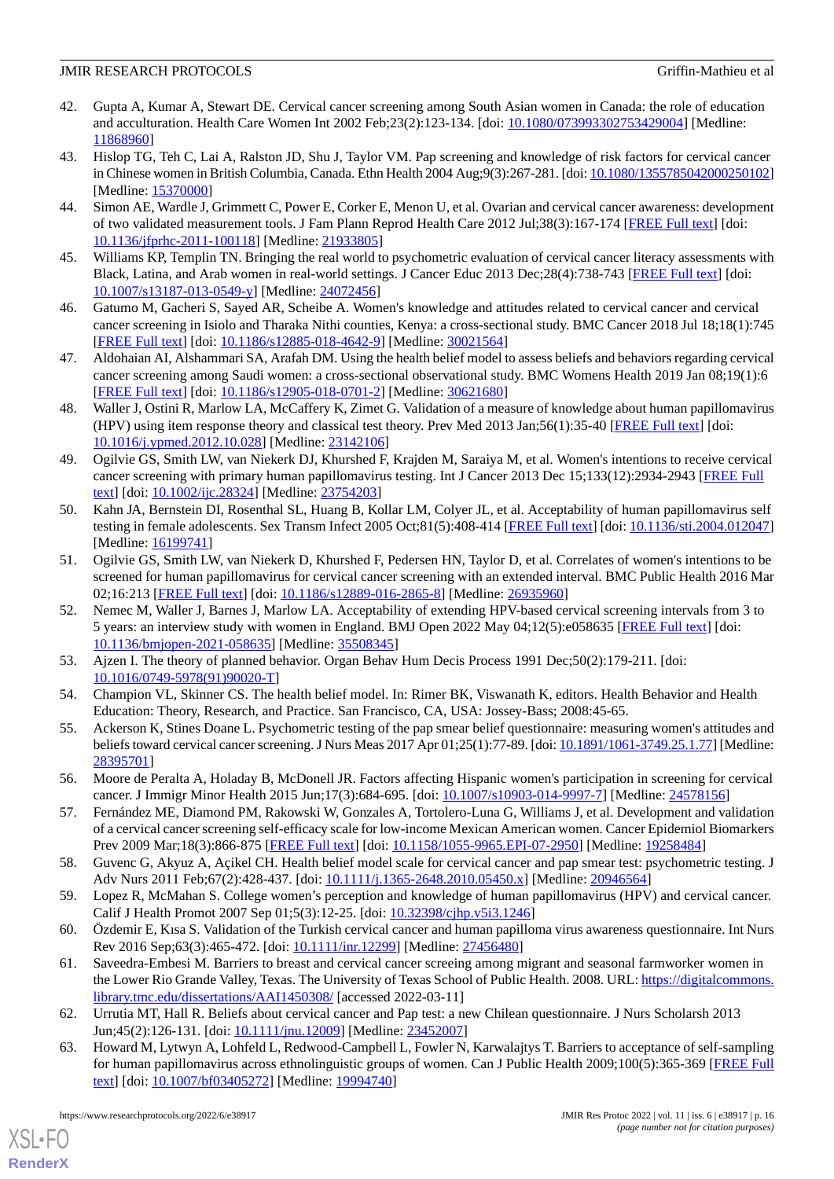42. Gupta A, Kumar A, Stewart DE. Cervical cancer screening among South Asian women in Canada: the role of education and acculturation. Health Care Women Int 2002 Feb;23(2):123-134. [doi: 10.1080/073993302753429004] [Medline: 11868960]
43. Hislop TG, Teh C, Lai A, Ralston JD, Shu J, Taylor VM. Pap screening and knowledge of risk factors for cervical cancer in Chinese women in British Columbia, Canada. Ethn Health 2004 Aug;9(3):267-281. [doi: 10.1080/1355785042000250102] [Medline: 15370000]
44. Simon AE, Wardle J, Grimmett C, Power E, Corker E, Menon U, et al. Ovarian and cervical cancer awareness: development of two validated measurement tools. J Fam Plann Reprod Health Care 2012 Jul;38(3):167-174 [FREE Full text] [doi: 10.1136/jfprhc-2011-100118] [Medline: 21933805]
45. Williams KP, Templin TN. Bringing the real world to psychometric evaluation of cervical cancer literacy assessments with Black, Latina, and Arab women in real-world settings. J Cancer Educ 2013 Dec;28(4):738-743 [FREE Full text] [doi: 10.1007/s13187-013-0549-y] [Medline: 24072456]
46. Gatumo M, Gacheri S, Sayed AR, Scheibe A. Women's knowledge and attitudes related to cervical cancer and cervical cancer screening in Isiolo and Tharaka Nithi counties, Kenya: a cross-sectional study. BMC Cancer 2018 Jul 18;18(1):745 [FREE Full text] [doi: 10.1186/s12885-018-4642-9] [Medline: 30021564]
47. Aldohaian AI, Alshammari SA, Arafah DM. Using the health belief model to assess beliefs and behaviors regarding cervical cancer screening among Saudi women: a cross-sectional observational study. BMC Womens Health 2019 Jan 08;19(1):6 [FREE Full text] [doi: 10.1186/s12905-018-0701-2] [Medline: 30621680]
48. Waller J, Ostini R, Marlow LA, McCaffery K, Zimet G. Validation of a measure of knowledge about human papillomavirus (HPV) using item response theory and classical test theory. Prev Med 2013 Jan;56(1):35-40 [FREE Full text] [doi: 10.1016/j.ypmed.2012.10.028] [Medline: 23142106]
49. Ogilvie GS, Smith LW, van Niekerk DJ, Khurshed F, Krajden M, Saraiya M, et al. Women's intentions to receive cervical cancer screening with primary human papillomavirus testing. Int J Cancer 2013 Dec 15;133(12):2934-2943 [FREE Full text] [doi: 10.1002/ijc.28324] [Medline: 23754203]
50. Kahn JA, Bernstein DI, Rosenthal SL, Huang B, Kollar LM, Colyer JL, et al. Acceptability of human papillomavirus self testing in female adolescents. Sex Transm Infect 2005 Oct;81(5):408-414 [FREE Full text] [doi: 10.1136/sti.2004.012047] [Medline: 16199741]
51. Ogilvie GS, Smith LW, van Niekerk D, Khurshed F, Pedersen HN, Taylor D, et al. Correlates of women's intentions to be screened for human papillomavirus for cervical cancer screening with an extended interval. BMC Public Health 2016 Mar 02;16:213 [FREE Full text] [doi: 10.1186/s12889-016-2865-8] [Medline: 26935960]
52. Nemec M, Waller J, Barnes J, Marlow LA. Acceptability of extending HPV-based cervical screening intervals from 3 to 5 years: an interview study with women in England. BMJ Open 2022 May 04;12(5):e058635 [FREE Full text] [doi: 10.1136/bmjopen-2021-058635] [Medline: 35508345]
53. Ajzen I. The theory of planned behavior. Organ Behav Hum Decis Process 1991 Dec;50(2):179-211. [doi: 10.1016/0749-5978(91)90020-T]
54. Champion VL, Skinner CS. The health belief model. In: Rimer BK, Viswanath K, editors. Health Behavior and Health Education: Theory, Research, and Practice. San Francisco, CA, USA: Jossey-Bass; 2008:45-65.
55. Ackerson K, Stines Doane L. Psychometric testing of the pap smear belief questionnaire: measuring women's attitudes and beliefs toward cervical cancer screening. J Nurs Meas 2017 Apr 01;25(1):77-89. [doi: 10.1891/1061-3749.25.1.77] [Medline: 28395701]
56. Moore de Peralta A, Holaday B, McDonell JR. Factors affecting Hispanic women's participation in screening for cervical cancer. J Immigr Minor Health 2015 Jun;17(3):684-695. [doi: 10.1007/s10903-014-9997-7] [Medline: 24578156]
57. Fernández ME, Diamond PM, Rakowski W, Gonzales A, Tortolero-Luna G, Williams J, et al. Development and validation of a cervical cancer screening self-efficacy scale for low-income Mexican American women. Cancer Epidemiol Biomarkers Prev 2009 Mar;18(3):866-875 [FREE Full text] [doi: 10.1158/1055-9965.EPI-07-2950] [Medline: 19258484]
58. Guvenc G, Akyuz A, Açikel CH. Health belief model scale for cervical cancer and pap smear test: psychometric testing. J Adv Nurs 2011 Feb;67(2):428-437. [doi: 10.1111/j.1365-2648.2010.05450.x] [Medline: 20946564]
59. Lopez R, McMahan S. College women's perception and knowledge of human papillomavirus (HPV) and cervical cancer. Calif J Health Promot 2007 Sep 01;5(3):12-25. [doi: 10.32398/cjhp.v5i3.1246]
60. Özdemir E, Kısa S. Validation of the Turkish cervical cancer and human papilloma virus awareness questionnaire. Int Nurs Rev 2016 Sep;63(3):465-472. [doi: 10.1111/inr.12299] [Medline: 27456480]
61. Saveedra-Embesi M. Barriers to breast and cervical cancer screeing among migrant and seasonal farmworker women in the Lower Rio Grande Valley, Texas. The University of Texas School of Public Health. 2008. URL: https://digitalcommons.library.tmc.edu/dissertations/AAI1450308/ [accessed 2022-03-11]
62. Urrutia MT, Hall R. Beliefs about cervical cancer and Pap test: a new Chilean questionnaire. J Nurs Scholarsh 2013 Jun;45(2):126-131. [doi: 10.1111/jnu.12009] [Medline: 23452007]
63. Howard M, Lytwyn A, Lohfeld L, Redwood-Campbell L, Fowler N, Karwalajtys T. Barriers to acceptance of self-sampling for human papillomavirus across ethnolinguistic groups of women. Can J Public Health 2009;100(5):365-369 [FREE Full text] [doi: 10.1007/bf03405272] [Medline: 19994740]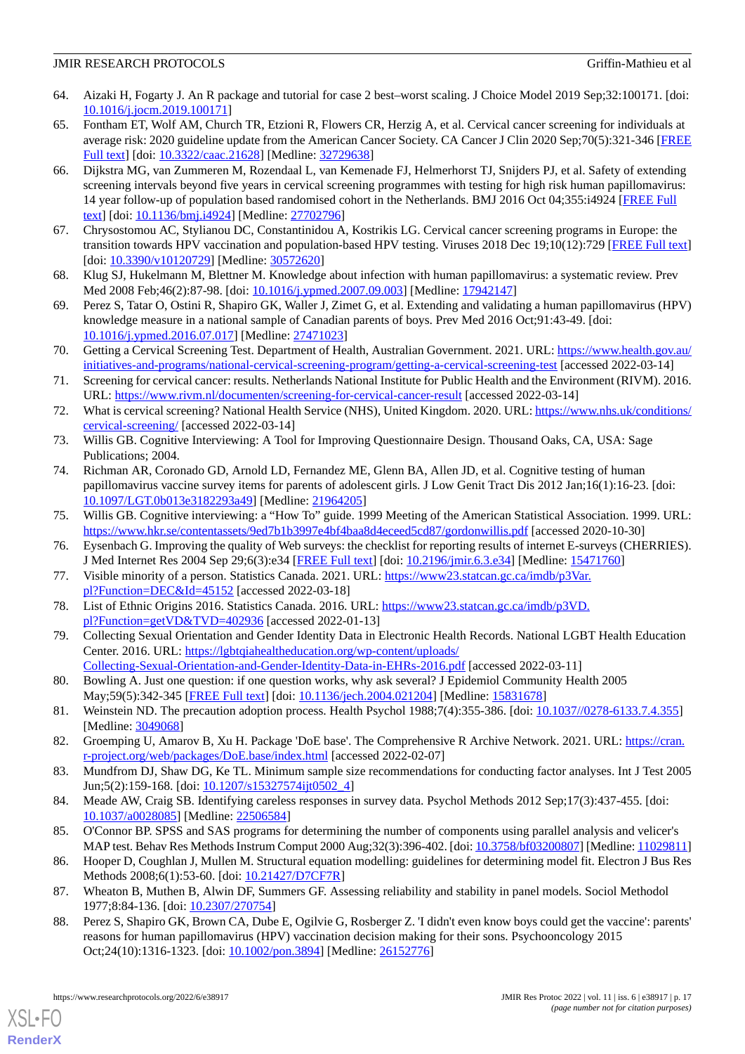64. Aizaki H, Fogarty J. An R package and tutorial for case 2 best–worst scaling. J Choice Model 2019 Sep;32:100171. [doi: 10.1016/j.jocm.2019.100171]
65. Fontham ET, Wolf AM, Church TR, Etzioni R, Flowers CR, Herzig A, et al. Cervical cancer screening for individuals at average risk: 2020 guideline update from the American Cancer Society. CA Cancer J Clin 2020 Sep;70(5):321-346 [FREE Full text] [doi: 10.3322/caac.21628] [Medline: 32729638]
66. Dijkstra MG, van Zummeren M, Rozendaal L, van Kemenade FJ, Helmerhorst TJ, Snijders PJ, et al. Safety of extending screening intervals beyond five years in cervical screening programmes with testing for high risk human papillomavirus: 14 year follow-up of population based randomised cohort in the Netherlands. BMJ 2016 Oct 04;355:i4924 [FREE Full text] [doi: 10.1136/bmj.i4924] [Medline: 27702796]
67. Chrysostomou AC, Stylianou DC, Constantinidou A, Kostrikis LG. Cervical cancer screening programs in Europe: the transition towards HPV vaccination and population-based HPV testing. Viruses 2018 Dec 19;10(12):729 [FREE Full text] [doi: 10.3390/v10120729] [Medline: 30572620]
68. Klug SJ, Hukelmann M, Blettner M. Knowledge about infection with human papillomavirus: a systematic review. Prev Med 2008 Feb;46(2):87-98. [doi: 10.1016/j.ypmed.2007.09.003] [Medline: 17942147]
69. Perez S, Tatar O, Ostini R, Shapiro GK, Waller J, Zimet G, et al. Extending and validating a human papillomavirus (HPV) knowledge measure in a national sample of Canadian parents of boys. Prev Med 2016 Oct;91:43-49. [doi: 10.1016/j.ypmed.2016.07.017] [Medline: 27471023]
70. Getting a Cervical Screening Test. Department of Health, Australian Government. 2021. URL: https://www.health.gov.au/initiatives-and-programs/national-cervical-screening-program/getting-a-cervical-screening-test [accessed 2022-03-14]
71. Screening for cervical cancer: results. Netherlands National Institute for Public Health and the Environment (RIVM). 2016. URL: https://www.rivm.nl/documenten/screening-for-cervical-cancer-result [accessed 2022-03-14]
72. What is cervical screening? National Health Service (NHS), United Kingdom. 2020. URL: https://www.nhs.uk/conditions/cervical-screening/ [accessed 2022-03-14]
73. Willis GB. Cognitive Interviewing: A Tool for Improving Questionnaire Design. Thousand Oaks, CA, USA: Sage Publications; 2004.
74. Richman AR, Coronado GD, Arnold LD, Fernandez ME, Glenn BA, Allen JD, et al. Cognitive testing of human papillomavirus vaccine survey items for parents of adolescent girls. J Low Genit Tract Dis 2012 Jan;16(1):16-23. [doi: 10.1097/LGT.0b013e3182293a49] [Medline: 21964205]
75. Willis GB. Cognitive interviewing: a "How To" guide. 1999 Meeting of the American Statistical Association. 1999. URL: https://www.hkr.se/contentassets/9ed7b1b3997e4bf4baa8d4eceed5cd87/gordonwillis.pdf [accessed 2020-10-30]
76. Eysenbach G. Improving the quality of Web surveys: the checklist for reporting results of internet E-surveys (CHERRIES). J Med Internet Res 2004 Sep 29;6(3):e34 [FREE Full text] [doi: 10.2196/jmir.6.3.e34] [Medline: 15471760]
77. Visible minority of a person. Statistics Canada. 2021. URL: https://www23.statcan.gc.ca/imdb/p3Var.pl?Function=DEC&Id=45152 [accessed 2022-03-18]
78. List of Ethnic Origins 2016. Statistics Canada. 2016. URL: https://www23.statcan.gc.ca/imdb/p3VD.pl?Function=getVD&TVD=402936 [accessed 2022-01-13]
79. Collecting Sexual Orientation and Gender Identity Data in Electronic Health Records. National LGBT Health Education Center. 2016. URL: https://lgbtqiahealtheducation.org/wp-content/uploads/Collecting-Sexual-Orientation-and-Gender-Identity-Data-in-EHRs-2016.pdf [accessed 2022-03-11]
80. Bowling A. Just one question: if one question works, why ask several? J Epidemiol Community Health 2005 May;59(5):342-345 [FREE Full text] [doi: 10.1136/jech.2004.021204] [Medline: 15831678]
81. Weinstein ND. The precaution adoption process. Health Psychol 1988;7(4):355-386. [doi: 10.1037//0278-6133.7.4.355] [Medline: 3049068]
82. Groemping U, Amarov B, Xu H. Package 'DoE base'. The Comprehensive R Archive Network. 2021. URL: https://cran.r-project.org/web/packages/DoE.base/index.html [accessed 2022-02-07]
83. Mundfrom DJ, Shaw DG, Ke TL. Minimum sample size recommendations for conducting factor analyses. Int J Test 2005 Jun;5(2):159-168. [doi: 10.1207/s15327574ijt0502_4]
84. Meade AW, Craig SB. Identifying careless responses in survey data. Psychol Methods 2012 Sep;17(3):437-455. [doi: 10.1037/a0028085] [Medline: 22506584]
85. O'Connor BP. SPSS and SAS programs for determining the number of components using parallel analysis and velicer's MAP test. Behav Res Methods Instrum Comput 2000 Aug;32(3):396-402. [doi: 10.3758/bf03200807] [Medline: 11029811]
86. Hooper D, Coughlan J, Mullen M. Structural equation modelling: guidelines for determining model fit. Electron J Bus Res Methods 2008;6(1):53-60. [doi: 10.21427/D7CF7R]
87. Wheaton B, Muthen B, Alwin DF, Summers GF. Assessing reliability and stability in panel models. Sociol Methodol 1977;8:84-136. [doi: 10.2307/270754]
88. Perez S, Shapiro GK, Brown CA, Dube E, Ogilvie G, Rosberger Z. 'I didn't even know boys could get the vaccine': parents' reasons for human papillomavirus (HPV) vaccination decision making for their sons. Psychooncology 2015 Oct;24(10):1316-1323. [doi: 10.1002/pon.3894] [Medline: 26152776]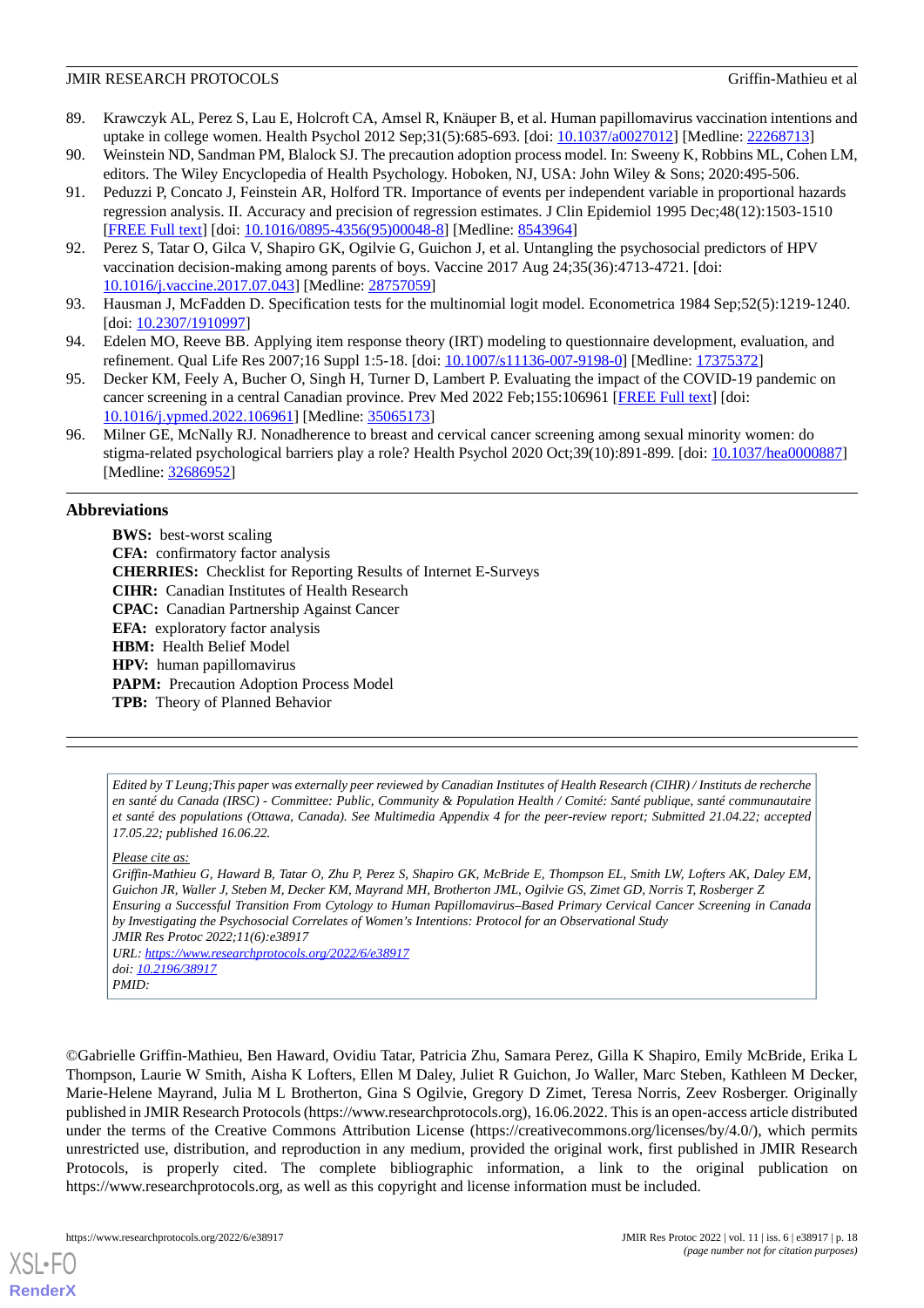89. Krawczyk AL, Perez S, Lau E, Holcroft CA, Amsel R, Knäuper B, et al. Human papillomavirus vaccination intentions and uptake in college women. Health Psychol 2012 Sep;31(5):685-693. [doi: 10.1037/a0027012] [Medline: 22268713]
90. Weinstein ND, Sandman PM, Blalock SJ. The precaution adoption process model. In: Sweeny K, Robbins ML, Cohen LM, editors. The Wiley Encyclopedia of Health Psychology. Hoboken, NJ, USA: John Wiley & Sons; 2020:495-506.
91. Peduzzi P, Concato J, Feinstein AR, Holford TR. Importance of events per independent variable in proportional hazards regression analysis. II. Accuracy and precision of regression estimates. J Clin Epidemiol 1995 Dec;48(12):1503-1510 [FREE Full text] [doi: 10.1016/0895-4356(95)00048-8] [Medline: 8543964]
92. Perez S, Tatar O, Gilca V, Shapiro GK, Ogilvie G, Guichon J, et al. Untangling the psychosocial predictors of HPV vaccination decision-making among parents of boys. Vaccine 2017 Aug 24;35(36):4713-4721. [doi: 10.1016/j.vaccine.2017.07.043] [Medline: 28757059]
93. Hausman J, McFadden D. Specification tests for the multinomial logit model. Econometrica 1984 Sep;52(5):1219-1240. [doi: 10.2307/1910997]
94. Edelen MO, Reeve BB. Applying item response theory (IRT) modeling to questionnaire development, evaluation, and refinement. Qual Life Res 2007;16 Suppl 1:5-18. [doi: 10.1007/s11136-007-9198-0] [Medline: 17375372]
95. Decker KM, Feely A, Bucher O, Singh H, Turner D, Lambert P. Evaluating the impact of the COVID-19 pandemic on cancer screening in a central Canadian province. Prev Med 2022 Feb;155:106961 [FREE Full text] [doi: 10.1016/j.ypmed.2022.106961] [Medline: 35065173]
96. Milner GE, McNally RJ. Nonadherence to breast and cervical cancer screening among sexual minority women: do stigma-related psychological barriers play a role? Health Psychol 2020 Oct;39(10):891-899. [doi: 10.1037/hea0000887] [Medline: 32686952]

## Abbreviations

**BWS:** best-worst scaling
**CFA:** confirmatory factor analysis
**CHERRIES:** Checklist for Reporting Results of Internet E-Surveys
**CIHR:** Canadian Institutes of Health Research
**CPAC:** Canadian Partnership Against Cancer
**EFA:** exploratory factor analysis
**HBM:** Health Belief Model
**HPV:** human papillomavirus
**PAPM:** Precaution Adoption Process Model
**TPB:** Theory of Planned Behavior

*Edited by T Leung;This paper was externally peer reviewed by Canadian Institutes of Health Research (CIHR) / Instituts de recherche en santé du Canada (IRSC) - Committee: Public, Community & Population Health / Comité: Santé publique, santé communautaire et santé des populations (Ottawa, Canada). See Multimedia Appendix 4 for the peer-review report; Submitted 21.04.22; accepted 17.05.22; published 16.06.22.*

*Please cite as:*
*Griffin-Mathieu G, Haward B, Tatar O, Zhu P, Perez S, Shapiro GK, McBride E, Thompson EL, Smith LW, Lofters AK, Daley EM, Guichon JR, Waller J, Steben M, Decker KM, Mayrand MH, Brotherton JML, Ogilvie GS, Zimet GD, Norris T, Rosberger Z*
*Ensuring a Successful Transition From Cytology to Human Papillomavirus–Based Primary Cervical Cancer Screening in Canada by Investigating the Psychosocial Correlates of Women's Intentions: Protocol for an Observational Study*
*JMIR Res Protoc 2022;11(6):e38917*
*URL: https://www.researchprotocols.org/2022/6/e38917*
*doi: 10.2196/38917*
*PMID:*

©Gabrielle Griffin-Mathieu, Ben Haward, Ovidiu Tatar, Patricia Zhu, Samara Perez, Gilla K Shapiro, Emily McBride, Erika L Thompson, Laurie W Smith, Aisha K Lofters, Ellen M Daley, Juliet R Guichon, Jo Waller, Marc Steben, Kathleen M Decker, Marie-Helene Mayrand, Julia M L Brotherton, Gina S Ogilvie, Gregory D Zimet, Teresa Norris, Zeev Rosberger. Originally published in JMIR Research Protocols (https://www.researchprotocols.org), 16.06.2022. This is an open-access article distributed under the terms of the Creative Commons Attribution License (https://creativecommons.org/licenses/by/4.0/), which permits unrestricted use, distribution, and reproduction in any medium, provided the original work, first published in JMIR Research Protocols, is properly cited. The complete bibliographic information, a link to the original publication on https://www.researchprotocols.org, as well as this copyright and license information must be included.